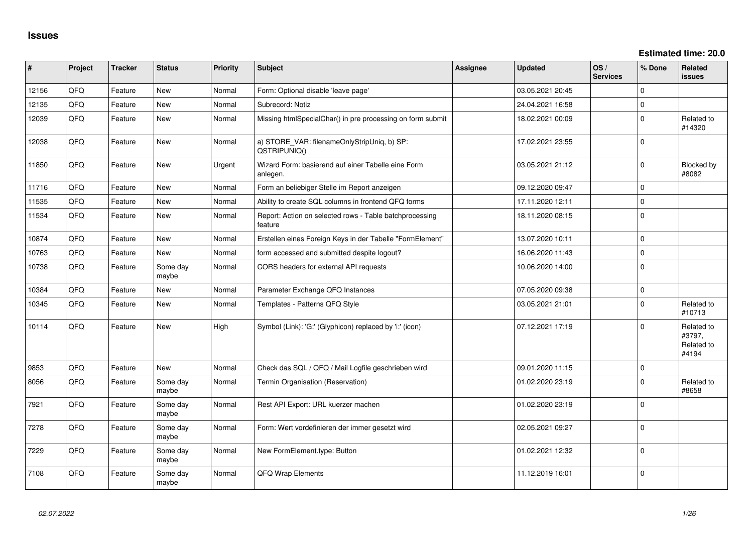## Issues

**Estimated time: 20.0**

| # | Project | Tracker | Status | Priority | Subject | Assignee | Updated | OS / Services | % Done | Related issues |
|---|---|---|---|---|---|---|---|---|---|---|
| 12156 | QFQ | Feature | New | Normal | Form: Optional disable 'leave page' | | 03.05.2021 20:45 | | 0 | |
| 12135 | QFQ | Feature | New | Normal | Subrecord: Notiz | | 24.04.2021 16:58 | | 0 | |
| 12039 | QFQ | Feature | New | Normal | Missing htmlSpecialChar() in pre processing on form submit | | 18.02.2021 00:09 | | 0 | Related to #14320 |
| 12038 | QFQ | Feature | New | Normal | a) STORE_VAR: filenameOnlyStripUniq, b) SP: QSTRIPUNIQ() | | 17.02.2021 23:55 | | 0 | |
| 11850 | QFQ | Feature | New | Urgent | Wizard Form: basierend auf einer Tabelle eine Form anlegen. | | 03.05.2021 21:12 | | 0 | Blocked by #8082 |
| 11716 | QFQ | Feature | New | Normal | Form an beliebiger Stelle im Report anzeigen | | 09.12.2020 09:47 | | 0 | |
| 11535 | QFQ | Feature | New | Normal | Ability to create SQL columns in frontend QFQ forms | | 17.11.2020 12:11 | | 0 | |
| 11534 | QFQ | Feature | New | Normal | Report: Action on selected rows - Table batchprocessing feature | | 18.11.2020 08:15 | | 0 | |
| 10874 | QFQ | Feature | New | Normal | Erstellen eines Foreign Keys in der Tabelle "FormElement" | | 13.07.2020 10:11 | | 0 | |
| 10763 | QFQ | Feature | New | Normal | form accessed and submitted despite logout? | | 16.06.2020 11:43 | | 0 | |
| 10738 | QFQ | Feature | Some day maybe | Normal | CORS headers for external API requests | | 10.06.2020 14:00 | | 0 | |
| 10384 | QFQ | Feature | New | Normal | Parameter Exchange QFQ Instances | | 07.05.2020 09:38 | | 0 | |
| 10345 | QFQ | Feature | New | Normal | Templates - Patterns QFQ Style | | 03.05.2021 21:01 | | 0 | Related to #10713 |
| 10114 | QFQ | Feature | New | High | Symbol (Link): 'G:' (Glyphicon) replaced by 'i:' (icon) | | 07.12.2021 17:19 | | 0 | Related to #3797, Related to #4194 |
| 9853 | QFQ | Feature | New | Normal | Check das SQL / QFQ / Mail Logfile geschrieben wird | | 09.01.2020 11:15 | | 0 | |
| 8056 | QFQ | Feature | Some day maybe | Normal | Termin Organisation (Reservation) | | 01.02.2020 23:19 | | 0 | Related to #8658 |
| 7921 | QFQ | Feature | Some day maybe | Normal | Rest API Export: URL kuerzer machen | | 01.02.2020 23:19 | | 0 | |
| 7278 | QFQ | Feature | Some day maybe | Normal | Form: Wert vordefinieren der immer gesetzt wird | | 02.05.2021 09:27 | | 0 | |
| 7229 | QFQ | Feature | Some day maybe | Normal | New FormElement.type: Button | | 01.02.2021 12:32 | | 0 | |
| 7108 | QFQ | Feature | Some day maybe | Normal | QFQ Wrap Elements | | 11.12.2019 16:01 | | 0 | |

*02.07.2022*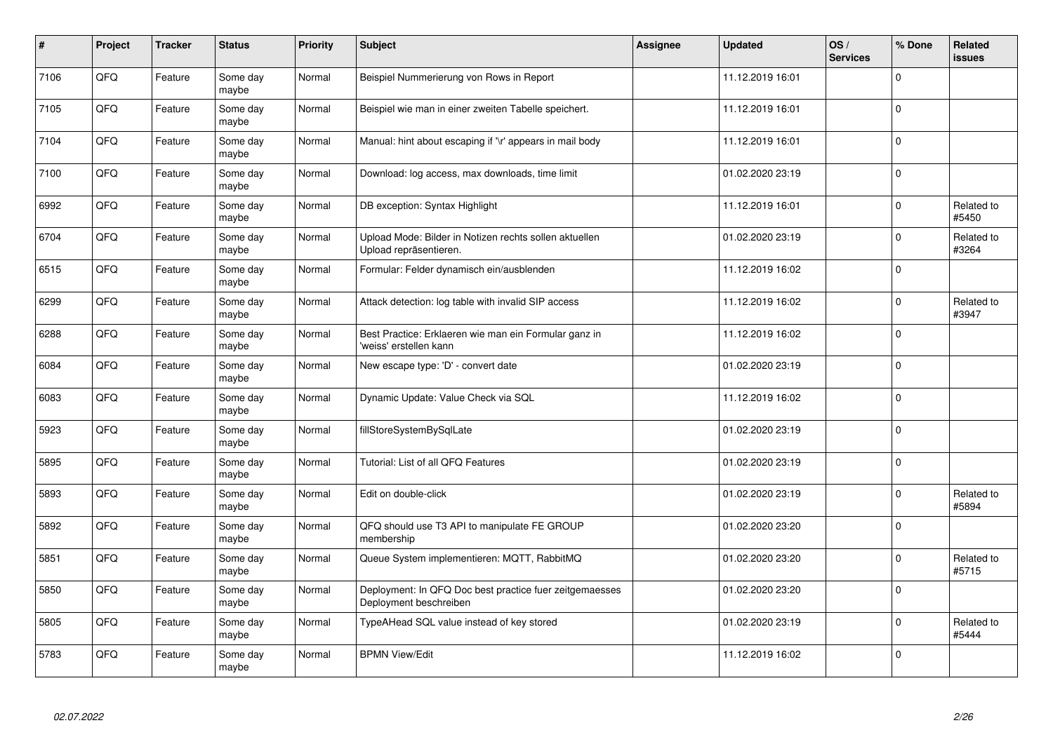| # | Project | Tracker | Status | Priority | Subject | Assignee | Updated | OS / Services | % Done | Related issues |
|---|---|---|---|---|---|---|---|---|---|---|
| 7106 | QFQ | Feature | Some day maybe | Normal | Beispiel Nummerierung von Rows in Report | | 11.12.2019 16:01 | | 0 | |
| 7105 | QFQ | Feature | Some day maybe | Normal | Beispiel wie man in einer zweiten Tabelle speichert. | | 11.12.2019 16:01 | | 0 | |
| 7104 | QFQ | Feature | Some day maybe | Normal | Manual: hint about escaping if '\r' appears in mail body | | 11.12.2019 16:01 | | 0 | |
| 7100 | QFQ | Feature | Some day maybe | Normal | Download: log access, max downloads, time limit | | 01.02.2020 23:19 | | 0 | |
| 6992 | QFQ | Feature | Some day maybe | Normal | DB exception: Syntax Highlight | | 11.12.2019 16:01 | | 0 | Related to #5450 |
| 6704 | QFQ | Feature | Some day maybe | Normal | Upload Mode: Bilder in Notizen rechts sollen aktuellen Upload repräsentieren. | | 01.02.2020 23:19 | | 0 | Related to #3264 |
| 6515 | QFQ | Feature | Some day maybe | Normal | Formular: Felder dynamisch ein/ausblenden | | 11.12.2019 16:02 | | 0 | |
| 6299 | QFQ | Feature | Some day maybe | Normal | Attack detection: log table with invalid SIP access | | 11.12.2019 16:02 | | 0 | Related to #3947 |
| 6288 | QFQ | Feature | Some day maybe | Normal | Best Practice: Erklaeren wie man ein Formular ganz in 'weiss' erstellen kann | | 11.12.2019 16:02 | | 0 | |
| 6084 | QFQ | Feature | Some day maybe | Normal | New escape type: 'D' - convert date | | 01.02.2020 23:19 | | 0 | |
| 6083 | QFQ | Feature | Some day maybe | Normal | Dynamic Update: Value Check via SQL | | 11.12.2019 16:02 | | 0 | |
| 5923 | QFQ | Feature | Some day maybe | Normal | fillStoreSystemBySqlLate | | 01.02.2020 23:19 | | 0 | |
| 5895 | QFQ | Feature | Some day maybe | Normal | Tutorial: List of all QFQ Features | | 01.02.2020 23:19 | | 0 | |
| 5893 | QFQ | Feature | Some day maybe | Normal | Edit on double-click | | 01.02.2020 23:19 | | 0 | Related to #5894 |
| 5892 | QFQ | Feature | Some day maybe | Normal | QFQ should use T3 API to manipulate FE GROUP membership | | 01.02.2020 23:20 | | 0 | |
| 5851 | QFQ | Feature | Some day maybe | Normal | Queue System implementieren: MQTT, RabbitMQ | | 01.02.2020 23:20 | | 0 | Related to #5715 |
| 5850 | QFQ | Feature | Some day maybe | Normal | Deployment: In QFQ Doc best practice fuer zeitgemaesses Deployment beschreiben | | 01.02.2020 23:20 | | 0 | |
| 5805 | QFQ | Feature | Some day maybe | Normal | TypeAHead SQL value instead of key stored | | 01.02.2020 23:19 | | 0 | Related to #5444 |
| 5783 | QFQ | Feature | Some day maybe | Normal | BPMN View/Edit | | 11.12.2019 16:02 | | 0 | |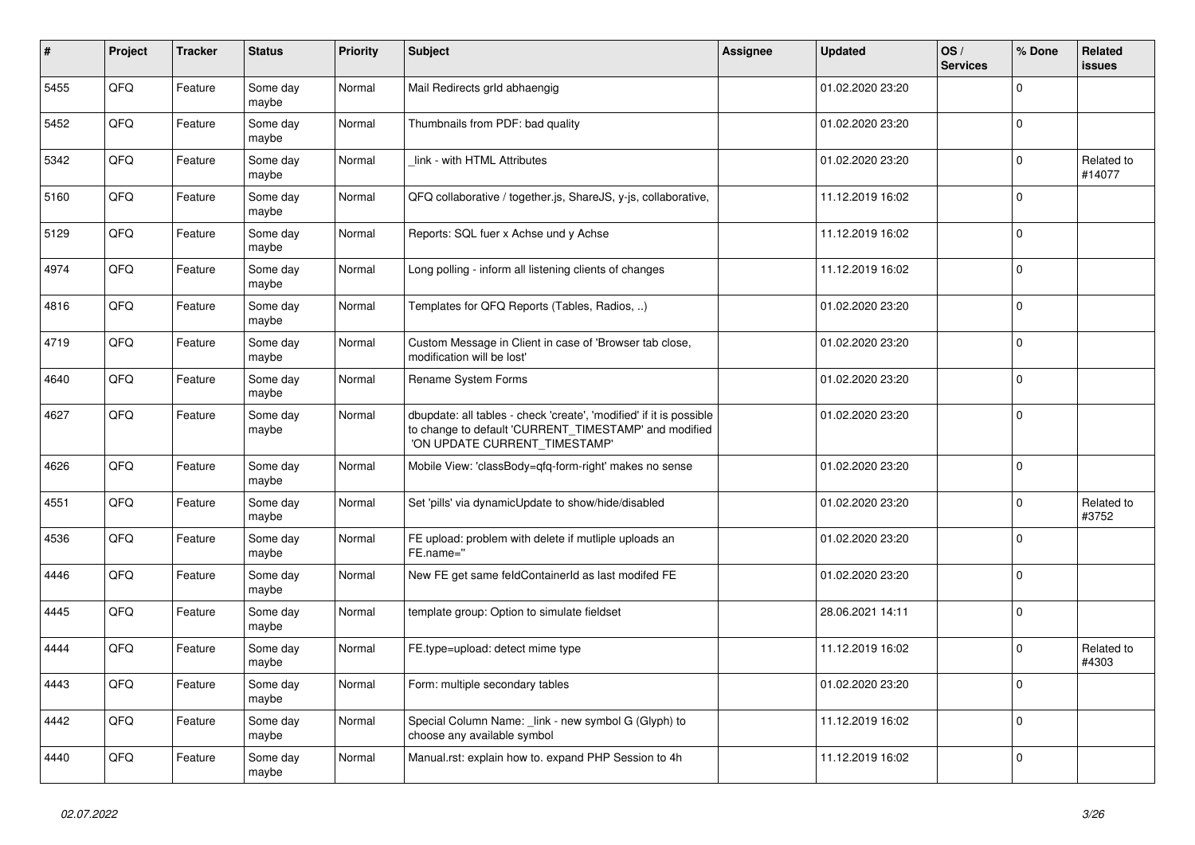| # | Project | Tracker | Status | Priority | Subject | Assignee | Updated | OS / Services | % Done | Related issues |
|---|---|---|---|---|---|---|---|---|---|---|
| 5455 | QFQ | Feature | Some day maybe | Normal | Mail Redirects grld abhaengig | | 01.02.2020 23:20 | | 0 | |
| 5452 | QFQ | Feature | Some day maybe | Normal | Thumbnails from PDF: bad quality | | 01.02.2020 23:20 | | 0 | |
| 5342 | QFQ | Feature | Some day maybe | Normal | _link - with HTML Attributes | | 01.02.2020 23:20 | | 0 | Related to #14077 |
| 5160 | QFQ | Feature | Some day maybe | Normal | QFQ collaborative / together.js, ShareJS, y-js, collaborative, | | 11.12.2019 16:02 | | 0 | |
| 5129 | QFQ | Feature | Some day maybe | Normal | Reports: SQL fuer x Achse und y Achse | | 11.12.2019 16:02 | | 0 | |
| 4974 | QFQ | Feature | Some day maybe | Normal | Long polling - inform all listening clients of changes | | 11.12.2019 16:02 | | 0 | |
| 4816 | QFQ | Feature | Some day maybe | Normal | Templates for QFQ Reports (Tables, Radios, ..) | | 01.02.2020 23:20 | | 0 | |
| 4719 | QFQ | Feature | Some day maybe | Normal | Custom Message in Client in case of 'Browser tab close, modification will be lost' | | 01.02.2020 23:20 | | 0 | |
| 4640 | QFQ | Feature | Some day maybe | Normal | Rename System Forms | | 01.02.2020 23:20 | | 0 | |
| 4627 | QFQ | Feature | Some day maybe | Normal | dbupdate: all tables - check 'create', 'modified' if it is possible to change to default 'CURRENT_TIMESTAMP' and modified 'ON UPDATE CURRENT_TIMESTAMP' | | 01.02.2020 23:20 | | 0 | |
| 4626 | QFQ | Feature | Some day maybe | Normal | Mobile View: 'classBody=qfq-form-right' makes no sense | | 01.02.2020 23:20 | | 0 | |
| 4551 | QFQ | Feature | Some day maybe | Normal | Set 'pills' via dynamicUpdate to show/hide/disabled | | 01.02.2020 23:20 | | 0 | Related to #3752 |
| 4536 | QFQ | Feature | Some day maybe | Normal | FE upload: problem with delete if mutliple uploads an FE.name='' | | 01.02.2020 23:20 | | 0 | |
| 4446 | QFQ | Feature | Some day maybe | Normal | New FE get same feldContainerId as last modifed FE | | 01.02.2020 23:20 | | 0 | |
| 4445 | QFQ | Feature | Some day maybe | Normal | template group: Option to simulate fieldset | | 28.06.2021 14:11 | | 0 | |
| 4444 | QFQ | Feature | Some day maybe | Normal | FE.type=upload: detect mime type | | 11.12.2019 16:02 | | 0 | Related to #4303 |
| 4443 | QFQ | Feature | Some day maybe | Normal | Form: multiple secondary tables | | 01.02.2020 23:20 | | 0 | |
| 4442 | QFQ | Feature | Some day maybe | Normal | Special Column Name: _link - new symbol G (Glyph) to choose any available symbol | | 11.12.2019 16:02 | | 0 | |
| 4440 | QFQ | Feature | Some day maybe | Normal | Manual.rst: explain how to. expand PHP Session to 4h | | 11.12.2019 16:02 | | 0 | |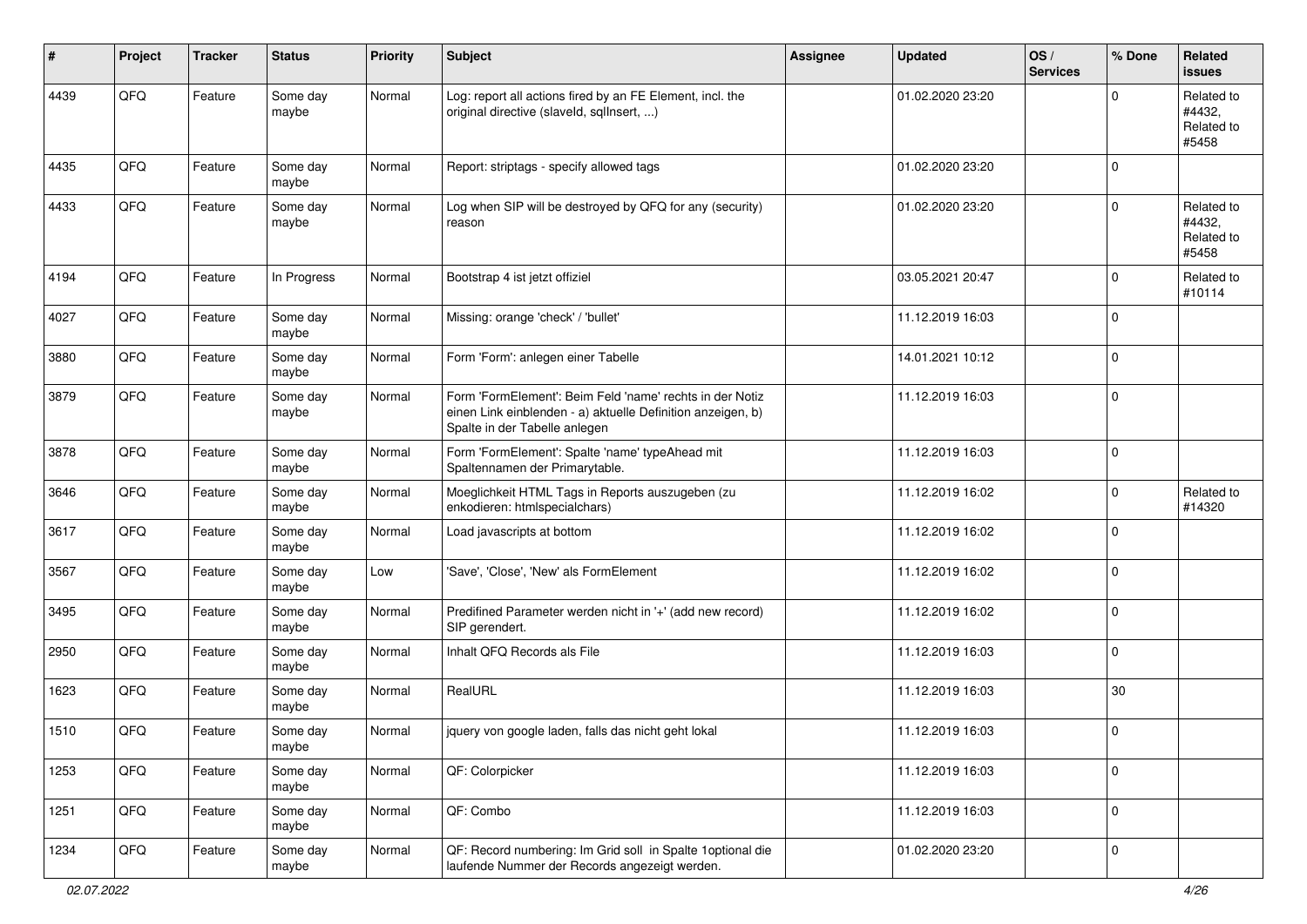| # | Project | Tracker | Status | Priority | Subject | Assignee | Updated | OS / Services | % Done | Related issues |
|---|---|---|---|---|---|---|---|---|---|---|
| 4439 | QFQ | Feature | Some day maybe | Normal | Log: report all actions fired by an FE Element, incl. the original directive (slaveId, sqlInsert, ...) | | 01.02.2020 23:20 | | 0 | Related to #4432, Related to #5458 |
| 4435 | QFQ | Feature | Some day maybe | Normal | Report: striptags - specify allowed tags | | 01.02.2020 23:20 | | 0 | |
| 4433 | QFQ | Feature | Some day maybe | Normal | Log when SIP will be destroyed by QFQ for any (security) reason | | 01.02.2020 23:20 | | 0 | Related to #4432, Related to #5458 |
| 4194 | QFQ | Feature | In Progress | Normal | Bootstrap 4 ist jetzt offiziel | | 03.05.2021 20:47 | | 0 | Related to #10114 |
| 4027 | QFQ | Feature | Some day maybe | Normal | Missing: orange 'check' / 'bullet' | | 11.12.2019 16:03 | | 0 | |
| 3880 | QFQ | Feature | Some day maybe | Normal | Form 'Form': anlegen einer Tabelle | | 14.01.2021 10:12 | | 0 | |
| 3879 | QFQ | Feature | Some day maybe | Normal | Form 'FormElement': Beim Feld 'name' rechts in der Notiz einen Link einblenden - a) aktuelle Definition anzeigen, b) Spalte in der Tabelle anlegen | | 11.12.2019 16:03 | | 0 | |
| 3878 | QFQ | Feature | Some day maybe | Normal | Form 'FormElement': Spalte 'name' typeAhead mit Spaltennamen der Primarytable. | | 11.12.2019 16:03 | | 0 | |
| 3646 | QFQ | Feature | Some day maybe | Normal | Moeglichkeit HTML Tags in Reports auszugeben (zu enkodieren: htmlspecialchars) | | 11.12.2019 16:02 | | 0 | Related to #14320 |
| 3617 | QFQ | Feature | Some day maybe | Normal | Load javascripts at bottom | | 11.12.2019 16:02 | | 0 | |
| 3567 | QFQ | Feature | Some day maybe | Low | 'Save', 'Close', 'New' als FormElement | | 11.12.2019 16:02 | | 0 | |
| 3495 | QFQ | Feature | Some day maybe | Normal | Predifined Parameter werden nicht in '+' (add new record) SIP gerendert. | | 11.12.2019 16:02 | | 0 | |
| 2950 | QFQ | Feature | Some day maybe | Normal | Inhalt QFQ Records als File | | 11.12.2019 16:03 | | 0 | |
| 1623 | QFQ | Feature | Some day maybe | Normal | RealURL | | 11.12.2019 16:03 | | 30 | |
| 1510 | QFQ | Feature | Some day maybe | Normal | jquery von google laden, falls das nicht geht lokal | | 11.12.2019 16:03 | | 0 | |
| 1253 | QFQ | Feature | Some day maybe | Normal | QF: Colorpicker | | 11.12.2019 16:03 | | 0 | |
| 1251 | QFQ | Feature | Some day maybe | Normal | QF: Combo | | 11.12.2019 16:03 | | 0 | |
| 1234 | QFQ | Feature | Some day maybe | Normal | QF: Record numbering: Im Grid soll in Spalte 1optional die laufende Nummer der Records angezeigt werden. | | 01.02.2020 23:20 | | 0 | |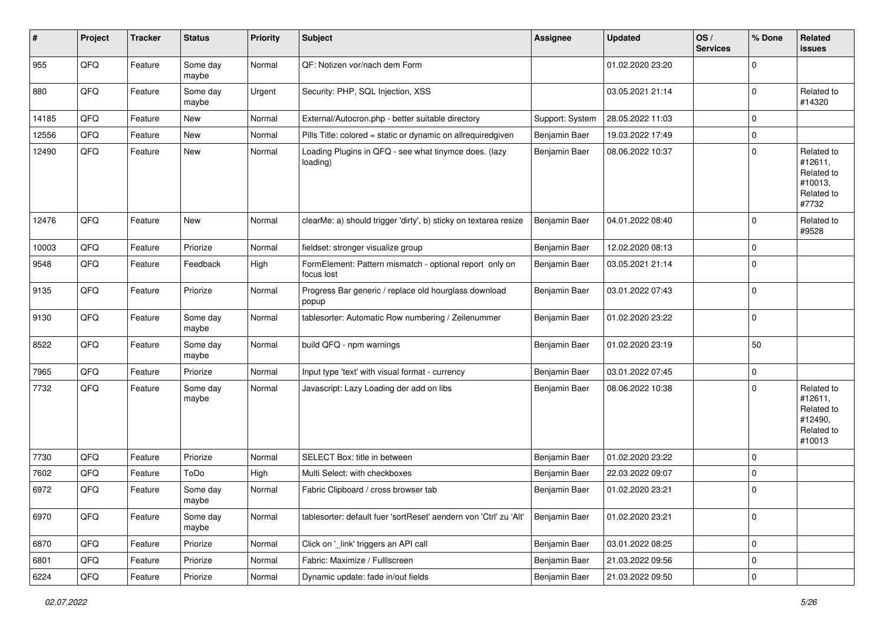| # | Project | Tracker | Status | Priority | Subject | Assignee | Updated | OS / Services | % Done | Related issues |
|---|---|---|---|---|---|---|---|---|---|---|
| 955 | QFQ | Feature | Some day maybe | Normal | QF: Notizen vor/nach dem Form | | 01.02.2020 23:20 | | 0 | |
| 880 | QFQ | Feature | Some day maybe | Urgent | Security: PHP, SQL Injection, XSS | | 03.05.2021 21:14 | | 0 | Related to #14320 |
| 14185 | QFQ | Feature | New | Normal | External/Autocron.php - better suitable directory | Support: System | 28.05.2022 11:03 | | 0 | |
| 12556 | QFQ | Feature | New | Normal | Pills Title: colored = static or dynamic on allrequiredgiven | Benjamin Baer | 19.03.2022 17:49 | | 0 | |
| 12490 | QFQ | Feature | New | Normal | Loading Plugins in QFQ - see what tinymce does. (lazy loading) | Benjamin Baer | 08.06.2022 10:37 | | 0 | Related to #12611, Related to #10013, Related to #7732 |
| 12476 | QFQ | Feature | New | Normal | clearMe: a) should trigger 'dirty', b) sticky on textarea resize | Benjamin Baer | 04.01.2022 08:40 | | 0 | Related to #9528 |
| 10003 | QFQ | Feature | Priorize | Normal | fieldset: stronger visualize group | Benjamin Baer | 12.02.2020 08:13 | | 0 | |
| 9548 | QFQ | Feature | Feedback | High | FormElement: Pattern mismatch - optional report only on focus lost | Benjamin Baer | 03.05.2021 21:14 | | 0 | |
| 9135 | QFQ | Feature | Priorize | Normal | Progress Bar generic / replace old hourglass download popup | Benjamin Baer | 03.01.2022 07:43 | | 0 | |
| 9130 | QFQ | Feature | Some day maybe | Normal | tablesorter: Automatic Row numbering / Zeilenummer | Benjamin Baer | 01.02.2020 23:22 | | 0 | |
| 8522 | QFQ | Feature | Some day maybe | Normal | build QFQ - npm warnings | Benjamin Baer | 01.02.2020 23:19 | | 50 | |
| 7965 | QFQ | Feature | Priorize | Normal | Input type 'text' with visual format - currency | Benjamin Baer | 03.01.2022 07:45 | | 0 | |
| 7732 | QFQ | Feature | Some day maybe | Normal | Javascript: Lazy Loading der add on libs | Benjamin Baer | 08.06.2022 10:38 | | 0 | Related to #12611, Related to #12490, Related to #10013 |
| 7730 | QFQ | Feature | Priorize | Normal | SELECT Box: title in between | Benjamin Baer | 01.02.2020 23:22 | | 0 | |
| 7602 | QFQ | Feature | ToDo | High | Multi Select: with checkboxes | Benjamin Baer | 22.03.2022 09:07 | | 0 | |
| 6972 | QFQ | Feature | Some day maybe | Normal | Fabric Clipboard / cross browser tab | Benjamin Baer | 01.02.2020 23:21 | | 0 | |
| 6970 | QFQ | Feature | Some day maybe | Normal | tablesorter: default fuer 'sortReset' aendern von 'Ctrl' zu 'Alt' | Benjamin Baer | 01.02.2020 23:21 | | 0 | |
| 6870 | QFQ | Feature | Priorize | Normal | Click on '_link' triggers an API call | Benjamin Baer | 03.01.2022 08:25 | | 0 | |
| 6801 | QFQ | Feature | Priorize | Normal | Fabric: Maximize / Fulllscreen | Benjamin Baer | 21.03.2022 09:56 | | 0 | |
| 6224 | QFQ | Feature | Priorize | Normal | Dynamic update: fade in/out fields | Benjamin Baer | 21.03.2022 09:50 | | 0 | |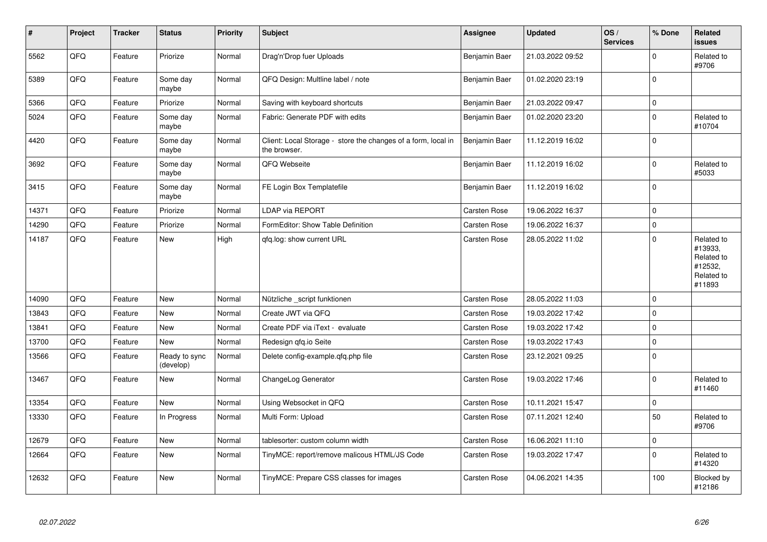| # | Project | Tracker | Status | Priority | Subject | Assignee | Updated | OS / Services | % Done | Related issues |
|---|---|---|---|---|---|---|---|---|---|---|
| 5562 | QFQ | Feature | Priorize | Normal | Drag'n'Drop fuer Uploads | Benjamin Baer | 21.03.2022 09:52 | | 0 | Related to #9706 |
| 5389 | QFQ | Feature | Some day maybe | Normal | QFQ Design: Multline label / note | Benjamin Baer | 01.02.2020 23:19 | | 0 | |
| 5366 | QFQ | Feature | Priorize | Normal | Saving with keyboard shortcuts | Benjamin Baer | 21.03.2022 09:47 | | 0 | |
| 5024 | QFQ | Feature | Some day maybe | Normal | Fabric: Generate PDF with edits | Benjamin Baer | 01.02.2020 23:20 | | 0 | Related to #10704 |
| 4420 | QFQ | Feature | Some day maybe | Normal | Client: Local Storage - store the changes of a form, local in the browser. | Benjamin Baer | 11.12.2019 16:02 | | 0 | |
| 3692 | QFQ | Feature | Some day maybe | Normal | QFQ Webseite | Benjamin Baer | 11.12.2019 16:02 | | 0 | Related to #5033 |
| 3415 | QFQ | Feature | Some day maybe | Normal | FE Login Box Templatefile | Benjamin Baer | 11.12.2019 16:02 | | 0 | |
| 14371 | QFQ | Feature | Priorize | Normal | LDAP via REPORT | Carsten Rose | 19.06.2022 16:37 | | 0 | |
| 14290 | QFQ | Feature | Priorize | Normal | FormEditor: Show Table Definition | Carsten Rose | 19.06.2022 16:37 | | 0 | |
| 14187 | QFQ | Feature | New | High | qfq.log: show current URL | Carsten Rose | 28.05.2022 11:02 | | 0 | Related to #13933, Related to #12532, Related to #11893 |
| 14090 | QFQ | Feature | New | Normal | Nützliche _script funktionen | Carsten Rose | 28.05.2022 11:03 | | 0 | |
| 13843 | QFQ | Feature | New | Normal | Create JWT via QFQ | Carsten Rose | 19.03.2022 17:42 | | 0 | |
| 13841 | QFQ | Feature | New | Normal | Create PDF via iText - evaluate | Carsten Rose | 19.03.2022 17:42 | | 0 | |
| 13700 | QFQ | Feature | New | Normal | Redesign qfq.io Seite | Carsten Rose | 19.03.2022 17:43 | | 0 | |
| 13566 | QFQ | Feature | Ready to sync (develop) | Normal | Delete config-example.qfq.php file | Carsten Rose | 23.12.2021 09:25 | | 0 | |
| 13467 | QFQ | Feature | New | Normal | ChangeLog Generator | Carsten Rose | 19.03.2022 17:46 | | 0 | Related to #11460 |
| 13354 | QFQ | Feature | New | Normal | Using Websocket in QFQ | Carsten Rose | 10.11.2021 15:47 | | 0 | |
| 13330 | QFQ | Feature | In Progress | Normal | Multi Form: Upload | Carsten Rose | 07.11.2021 12:40 | | 50 | Related to #9706 |
| 12679 | QFQ | Feature | New | Normal | tablesorter: custom column width | Carsten Rose | 16.06.2021 11:10 | | 0 | |
| 12664 | QFQ | Feature | New | Normal | TinyMCE: report/remove malicous HTML/JS Code | Carsten Rose | 19.03.2022 17:47 | | 0 | Related to #14320 |
| 12632 | QFQ | Feature | New | Normal | TinyMCE: Prepare CSS classes for images | Carsten Rose | 04.06.2021 14:35 | | 100 | Blocked by #12186 |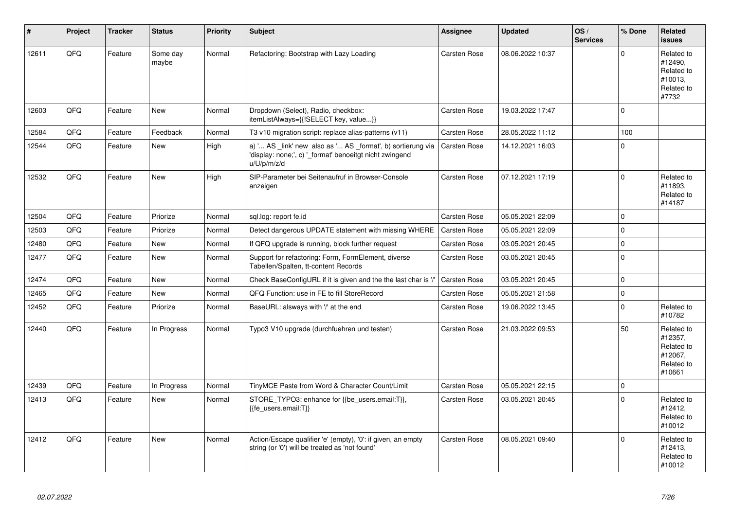| # | Project | Tracker | Status | Priority | Subject | Assignee | Updated | OS / Services | % Done | Related issues |
|---|---|---|---|---|---|---|---|---|---|---|
| 12611 | QFQ | Feature | Some day maybe | Normal | Refactoring: Bootstrap with Lazy Loading | Carsten Rose | 08.06.2022 10:37 | | 0 | Related to #12490, Related to #10013, Related to #7732 |
| 12603 | QFQ | Feature | New | Normal | Dropdown (Select), Radio, checkbox: itemListAlways={{!SELECT key, value...}} | Carsten Rose | 19.03.2022 17:47 | | 0 | |
| 12584 | QFQ | Feature | Feedback | Normal | T3 v10 migration script: replace alias-patterns (v11) | Carsten Rose | 28.05.2022 11:12 | | 100 | |
| 12544 | QFQ | Feature | New | High | a) '... AS _link' new also as '... AS _format', b) sortierung via 'display: none;', c) '_format' benoeitgt nicht zwingend u/U/p/m/z/d | Carsten Rose | 14.12.2021 16:03 | | 0 | |
| 12532 | QFQ | Feature | New | High | SIP-Parameter bei Seitenaufruf in Browser-Console anzeigen | Carsten Rose | 07.12.2021 17:19 | | 0 | Related to #11893, Related to #14187 |
| 12504 | QFQ | Feature | Priorize | Normal | sql.log: report fe.id | Carsten Rose | 05.05.2021 22:09 | | 0 | |
| 12503 | QFQ | Feature | Priorize | Normal | Detect dangerous UPDATE statement with missing WHERE | Carsten Rose | 05.05.2021 22:09 | | 0 | |
| 12480 | QFQ | Feature | New | Normal | If QFQ upgrade is running, block further request | Carsten Rose | 03.05.2021 20:45 | | 0 | |
| 12477 | QFQ | Feature | New | Normal | Support for refactoring: Form, FormElement, diverse Tabellen/Spalten, tt-content Records | Carsten Rose | 03.05.2021 20:45 | | 0 | |
| 12474 | QFQ | Feature | New | Normal | Check BaseConfigURL if it is given and the the last char is '/' | Carsten Rose | 03.05.2021 20:45 | | 0 | |
| 12465 | QFQ | Feature | New | Normal | QFQ Function: use in FE to fill StoreRecord | Carsten Rose | 05.05.2021 21:58 | | 0 | |
| 12452 | QFQ | Feature | Priorize | Normal | BaseURL: alsways with '/' at the end | Carsten Rose | 19.06.2022 13:45 | | 0 | Related to #10782 |
| 12440 | QFQ | Feature | In Progress | Normal | Typo3 V10 upgrade (durchfuehren und testen) | Carsten Rose | 21.03.2022 09:53 | | 50 | Related to #12357, Related to #12067, Related to #10661 |
| 12439 | QFQ | Feature | In Progress | Normal | TinyMCE Paste from Word & Character Count/Limit | Carsten Rose | 05.05.2021 22:15 | | 0 | |
| 12413 | QFQ | Feature | New | Normal | STORE_TYPO3: enhance for {{be_users.email:T}}, {{fe_users.email:T}} | Carsten Rose | 03.05.2021 20:45 | | 0 | Related to #12412, Related to #10012 |
| 12412 | QFQ | Feature | New | Normal | Action/Escape qualifier 'e' (empty), '0': if given, an empty string (or '0') will be treated as 'not found' | Carsten Rose | 08.05.2021 09:40 | | 0 | Related to #12413, Related to #10012 |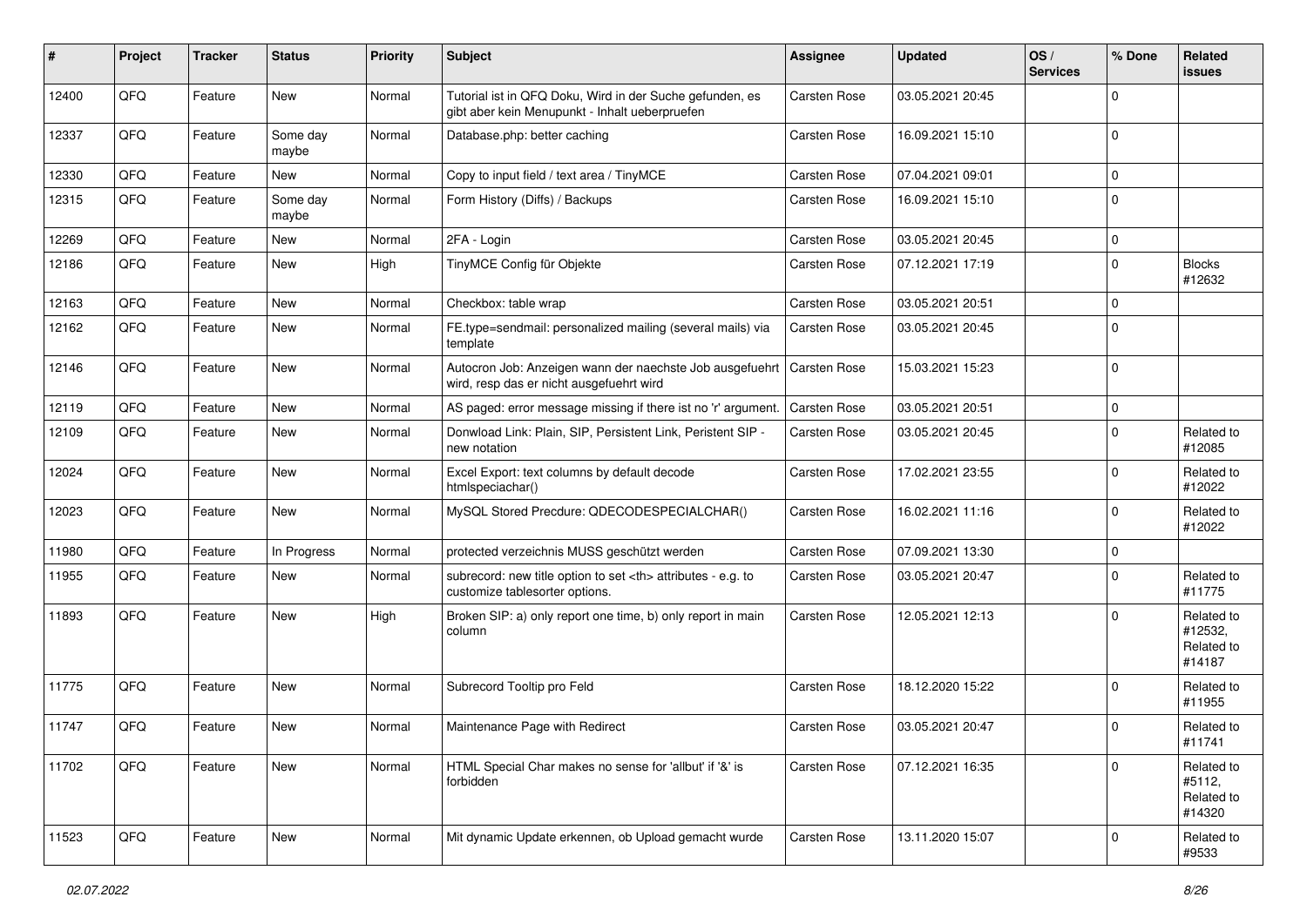| # | Project | Tracker | Status | Priority | Subject | Assignee | Updated | OS / Services | % Done | Related issues |
| --- | --- | --- | --- | --- | --- | --- | --- | --- | --- | --- |
| 12400 | QFQ | Feature | New | Normal | Tutorial ist in QFQ Doku, Wird in der Suche gefunden, es gibt aber kein Menupunkt - Inhalt ueberpruefen | Carsten Rose | 03.05.2021 20:45 | | 0 | |
| 12337 | QFQ | Feature | Some day maybe | Normal | Database.php: better caching | Carsten Rose | 16.09.2021 15:10 | | 0 | |
| 12330 | QFQ | Feature | New | Normal | Copy to input field / text area / TinyMCE | Carsten Rose | 07.04.2021 09:01 | | 0 | |
| 12315 | QFQ | Feature | Some day maybe | Normal | Form History (Diffs) / Backups | Carsten Rose | 16.09.2021 15:10 | | 0 | |
| 12269 | QFQ | Feature | New | Normal | 2FA - Login | Carsten Rose | 03.05.2021 20:45 | | 0 | |
| 12186 | QFQ | Feature | New | High | TinyMCE Config für Objekte | Carsten Rose | 07.12.2021 17:19 | | 0 | Blocks #12632 |
| 12163 | QFQ | Feature | New | Normal | Checkbox: table wrap | Carsten Rose | 03.05.2021 20:51 | | 0 | |
| 12162 | QFQ | Feature | New | Normal | FE.type=sendmail: personalized mailing (several mails) via template | Carsten Rose | 03.05.2021 20:45 | | 0 | |
| 12146 | QFQ | Feature | New | Normal | Autocron Job: Anzeigen wann der naechste Job ausgefuehrt wird, resp das er nicht ausgefuehrt wird | Carsten Rose | 15.03.2021 15:23 | | 0 | |
| 12119 | QFQ | Feature | New | Normal | AS paged: error message missing if there ist no 'r' argument. | Carsten Rose | 03.05.2021 20:51 | | 0 | |
| 12109 | QFQ | Feature | New | Normal | Donwload Link: Plain, SIP, Persistent Link, Peristent SIP - new notation | Carsten Rose | 03.05.2021 20:45 | | 0 | Related to #12085 |
| 12024 | QFQ | Feature | New | Normal | Excel Export: text columns by default decode htmlspeciachar() | Carsten Rose | 17.02.2021 23:55 | | 0 | Related to #12022 |
| 12023 | QFQ | Feature | New | Normal | MySQL Stored Precdure: QDECODESPECIALCHAR() | Carsten Rose | 16.02.2021 11:16 | | 0 | Related to #12022 |
| 11980 | QFQ | Feature | In Progress | Normal | protected verzeichnis MUSS geschützt werden | Carsten Rose | 07.09.2021 13:30 | | 0 | |
| 11955 | QFQ | Feature | New | Normal | subrecord: new title option to set <th> attributes - e.g. to customize tablesorter options. | Carsten Rose | 03.05.2021 20:47 | | 0 | Related to #11775 |
| 11893 | QFQ | Feature | New | High | Broken SIP: a) only report one time, b) only report in main column | Carsten Rose | 12.05.2021 12:13 | | 0 | Related to #12532, Related to #14187 |
| 11775 | QFQ | Feature | New | Normal | Subrecord Tooltip pro Feld | Carsten Rose | 18.12.2020 15:22 | | 0 | Related to #11955 |
| 11747 | QFQ | Feature | New | Normal | Maintenance Page with Redirect | Carsten Rose | 03.05.2021 20:47 | | 0 | Related to #11741 |
| 11702 | QFQ | Feature | New | Normal | HTML Special Char makes no sense for 'allbut' if '&' is forbidden | Carsten Rose | 07.12.2021 16:35 | | 0 | Related to #5112, Related to #14320 |
| 11523 | QFQ | Feature | New | Normal | Mit dynamic Update erkennen, ob Upload gemacht wurde | Carsten Rose | 13.11.2020 15:07 | | 0 | Related to #9533 |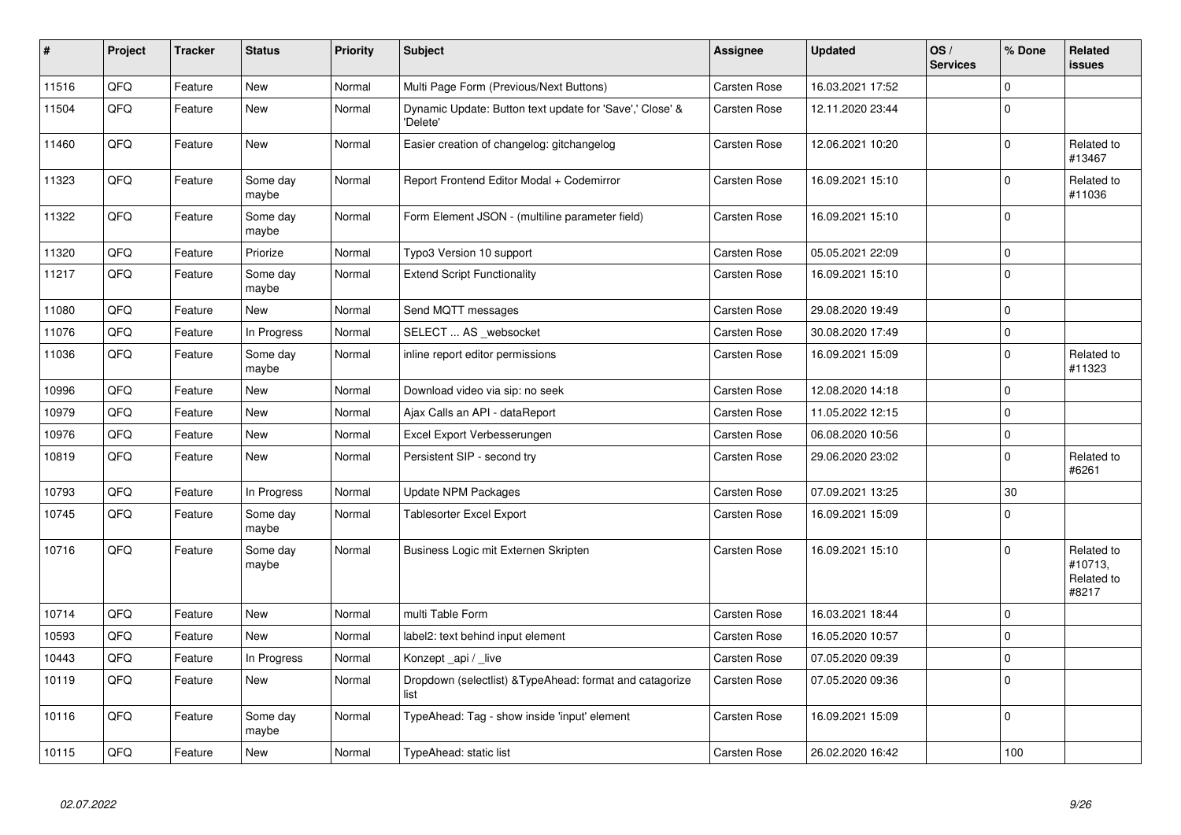| # | Project | Tracker | Status | Priority | Subject | Assignee | Updated | OS / Services | % Done | Related issues |
|---|---|---|---|---|---|---|---|---|---|---|
| 11516 | QFQ | Feature | New | Normal | Multi Page Form (Previous/Next Buttons) | Carsten Rose | 16.03.2021 17:52 | | 0 | |
| 11504 | QFQ | Feature | New | Normal | Dynamic Update: Button text update for 'Save',' Close' & 'Delete' | Carsten Rose | 12.11.2020 23:44 | | 0 | |
| 11460 | QFQ | Feature | New | Normal | Easier creation of changelog: gitchangelog | Carsten Rose | 12.06.2021 10:20 | | 0 | Related to #13467 |
| 11323 | QFQ | Feature | Some day maybe | Normal | Report Frontend Editor Modal + Codemirror | Carsten Rose | 16.09.2021 15:10 | | 0 | Related to #11036 |
| 11322 | QFQ | Feature | Some day maybe | Normal | Form Element JSON - (multiline parameter field) | Carsten Rose | 16.09.2021 15:10 | | 0 | |
| 11320 | QFQ | Feature | Priorize | Normal | Typo3 Version 10 support | Carsten Rose | 05.05.2021 22:09 | | 0 | |
| 11217 | QFQ | Feature | Some day maybe | Normal | Extend Script Functionality | Carsten Rose | 16.09.2021 15:10 | | 0 | |
| 11080 | QFQ | Feature | New | Normal | Send MQTT messages | Carsten Rose | 29.08.2020 19:49 | | 0 | |
| 11076 | QFQ | Feature | In Progress | Normal | SELECT ... AS _websocket | Carsten Rose | 30.08.2020 17:49 | | 0 | |
| 11036 | QFQ | Feature | Some day maybe | Normal | inline report editor permissions | Carsten Rose | 16.09.2021 15:09 | | 0 | Related to #11323 |
| 10996 | QFQ | Feature | New | Normal | Download video via sip: no seek | Carsten Rose | 12.08.2020 14:18 | | 0 | |
| 10979 | QFQ | Feature | New | Normal | Ajax Calls an API - dataReport | Carsten Rose | 11.05.2022 12:15 | | 0 | |
| 10976 | QFQ | Feature | New | Normal | Excel Export Verbesserungen | Carsten Rose | 06.08.2020 10:56 | | 0 | |
| 10819 | QFQ | Feature | New | Normal | Persistent SIP - second try | Carsten Rose | 29.06.2020 23:02 | | 0 | Related to #6261 |
| 10793 | QFQ | Feature | In Progress | Normal | Update NPM Packages | Carsten Rose | 07.09.2021 13:25 | | 30 | |
| 10745 | QFQ | Feature | Some day maybe | Normal | Tablesorter Excel Export | Carsten Rose | 16.09.2021 15:09 | | 0 | |
| 10716 | QFQ | Feature | Some day maybe | Normal | Business Logic mit Externen Skripten | Carsten Rose | 16.09.2021 15:10 | | 0 | Related to #10713, Related to #8217 |
| 10714 | QFQ | Feature | New | Normal | multi Table Form | Carsten Rose | 16.03.2021 18:44 | | 0 | |
| 10593 | QFQ | Feature | New | Normal | label2: text behind input element | Carsten Rose | 16.05.2020 10:57 | | 0 | |
| 10443 | QFQ | Feature | In Progress | Normal | Konzept _api / _live | Carsten Rose | 07.05.2020 09:39 | | 0 | |
| 10119 | QFQ | Feature | New | Normal | Dropdown (selectlist) &TypeAhead: format and catagorize list | Carsten Rose | 07.05.2020 09:36 | | 0 | |
| 10116 | QFQ | Feature | Some day maybe | Normal | TypeAhead: Tag - show inside 'input' element | Carsten Rose | 16.09.2021 15:09 | | 0 | |
| 10115 | QFQ | Feature | New | Normal | TypeAhead: static list | Carsten Rose | 26.02.2020 16:42 | | 100 | |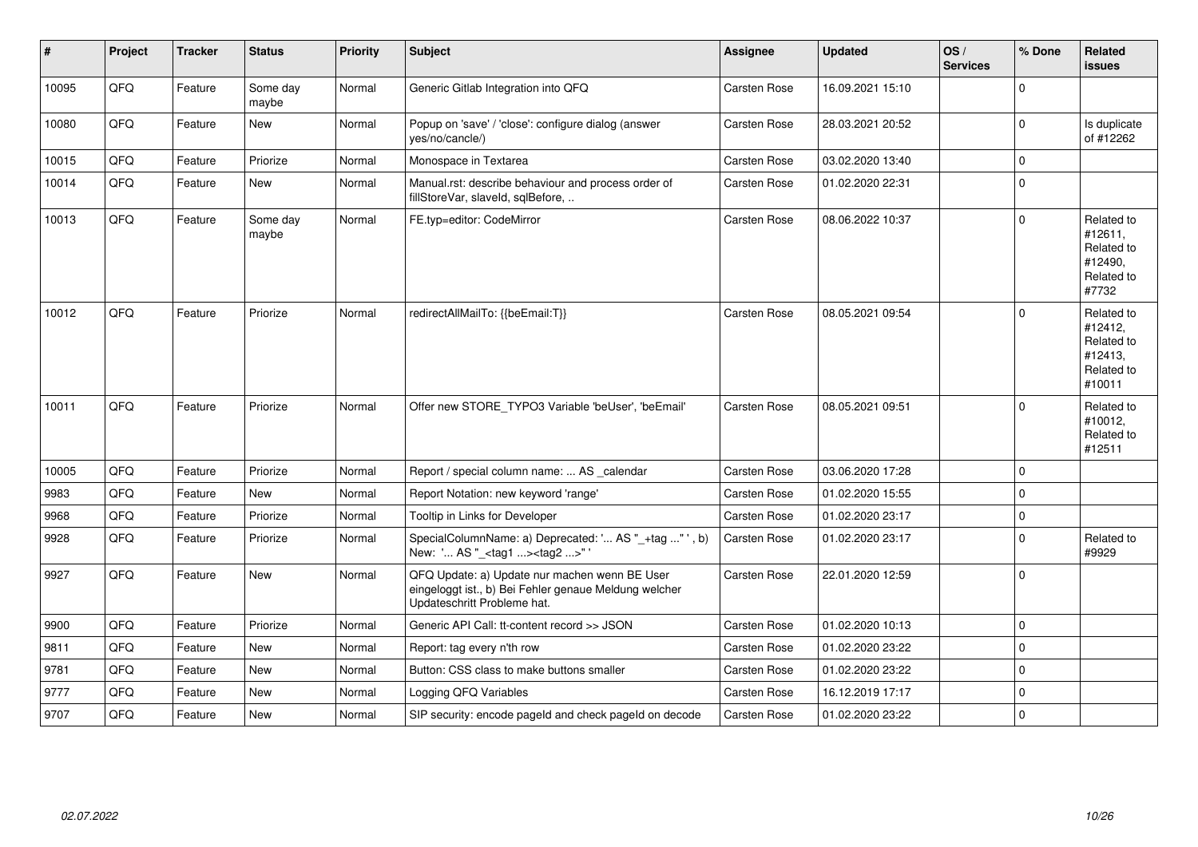| # | Project | Tracker | Status | Priority | Subject | Assignee | Updated | OS / Services | % Done | Related issues |
|---|---|---|---|---|---|---|---|---|---|---|
| 10095 | QFQ | Feature | Some day maybe | Normal | Generic Gitlab Integration into QFQ | Carsten Rose | 16.09.2021 15:10 | | 0 | |
| 10080 | QFQ | Feature | New | Normal | Popup on 'save' / 'close': configure dialog (answer yes/no/cancle/) | Carsten Rose | 28.03.2021 20:52 | | 0 | Is duplicate of #12262 |
| 10015 | QFQ | Feature | Priorize | Normal | Monospace in Textarea | Carsten Rose | 03.02.2020 13:40 | | 0 | |
| 10014 | QFQ | Feature | New | Normal | Manual.rst: describe behaviour and process order of fillStoreVar, slaveId, sqlBefore, .. | Carsten Rose | 01.02.2020 22:31 | | 0 | |
| 10013 | QFQ | Feature | Some day maybe | Normal | FE.typ=editor: CodeMirror | Carsten Rose | 08.06.2022 10:37 | | 0 | Related to #12611, Related to #12490, Related to #7732 |
| 10012 | QFQ | Feature | Priorize | Normal | redirectAllMailTo: {{beEmail:T}} | Carsten Rose | 08.05.2021 09:54 | | 0 | Related to #12412, Related to #12413, Related to #10011 |
| 10011 | QFQ | Feature | Priorize | Normal | Offer new STORE_TYPO3 Variable 'beUser', 'beEmail' | Carsten Rose | 08.05.2021 09:51 | | 0 | Related to #10012, Related to #12511 |
| 10005 | QFQ | Feature | Priorize | Normal | Report / special column name: ... AS _calendar | Carsten Rose | 03.06.2020 17:28 | | 0 | |
| 9983 | QFQ | Feature | New | Normal | Report Notation: new keyword 'range' | Carsten Rose | 01.02.2020 15:55 | | 0 | |
| 9968 | QFQ | Feature | Priorize | Normal | Tooltip in Links for Developer | Carsten Rose | 01.02.2020 23:17 | | 0 | |
| 9928 | QFQ | Feature | Priorize | Normal | SpecialColumnName: a) Deprecated: '... AS "_+tag ..." ', b) New: '... AS "_<tag1 ...><tag2 ...>" ' | Carsten Rose | 01.02.2020 23:17 | | 0 | Related to #9929 |
| 9927 | QFQ | Feature | New | Normal | QFQ Update: a) Update nur machen wenn BE User eingeloggt ist., b) Bei Fehler genaue Meldung welcher Updateschritt Probleme hat. | Carsten Rose | 22.01.2020 12:59 | | 0 | |
| 9900 | QFQ | Feature | Priorize | Normal | Generic API Call: tt-content record >> JSON | Carsten Rose | 01.02.2020 10:13 | | 0 | |
| 9811 | QFQ | Feature | New | Normal | Report: tag every n'th row | Carsten Rose | 01.02.2020 23:22 | | 0 | |
| 9781 | QFQ | Feature | New | Normal | Button: CSS class to make buttons smaller | Carsten Rose | 01.02.2020 23:22 | | 0 | |
| 9777 | QFQ | Feature | New | Normal | Logging QFQ Variables | Carsten Rose | 16.12.2019 17:17 | | 0 | |
| 9707 | QFQ | Feature | New | Normal | SIP security: encode pageId and check pageId on decode | Carsten Rose | 01.02.2020 23:22 | | 0 | |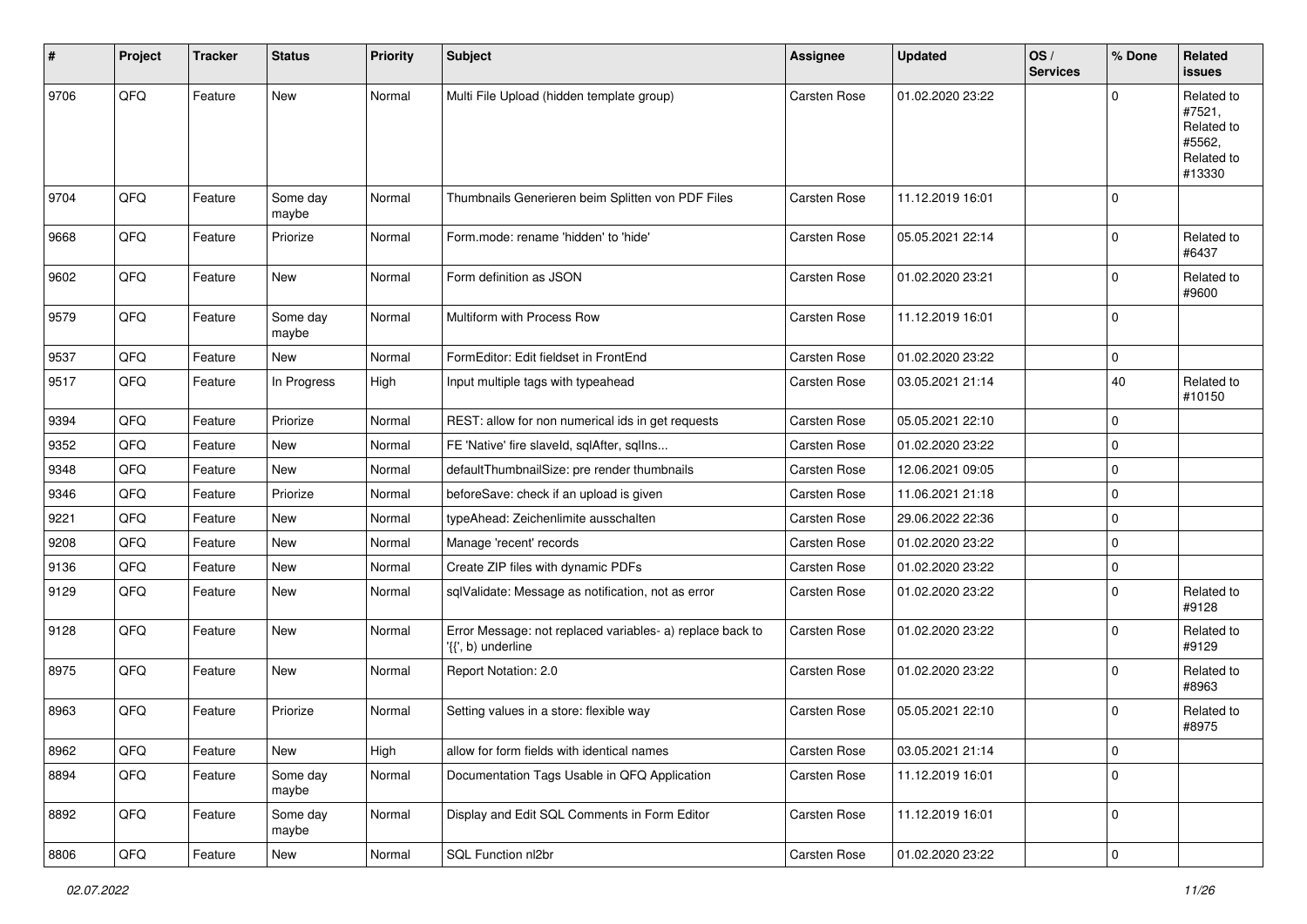| # | Project | Tracker | Status | Priority | Subject | Assignee | Updated | OS / Services | % Done | Related issues |
|---|---|---|---|---|---|---|---|---|---|---|
| 9706 | QFQ | Feature | New | Normal | Multi File Upload (hidden template group) | Carsten Rose | 01.02.2020 23:22 | | 0 | Related to #7521, Related to #5562, Related to #13330 |
| 9704 | QFQ | Feature | Some day maybe | Normal | Thumbnails Generieren beim Splitten von PDF Files | Carsten Rose | 11.12.2019 16:01 | | 0 | |
| 9668 | QFQ | Feature | Priorize | Normal | Form.mode: rename 'hidden' to 'hide' | Carsten Rose | 05.05.2021 22:14 | | 0 | Related to #6437 |
| 9602 | QFQ | Feature | New | Normal | Form definition as JSON | Carsten Rose | 01.02.2020 23:21 | | 0 | Related to #9600 |
| 9579 | QFQ | Feature | Some day maybe | Normal | Multiform with Process Row | Carsten Rose | 11.12.2019 16:01 | | 0 | |
| 9537 | QFQ | Feature | New | Normal | FormEditor: Edit fieldset in FrontEnd | Carsten Rose | 01.02.2020 23:22 | | 0 | |
| 9517 | QFQ | Feature | In Progress | High | Input multiple tags with typeahead | Carsten Rose | 03.05.2021 21:14 | | 40 | Related to #10150 |
| 9394 | QFQ | Feature | Priorize | Normal | REST: allow for non numerical ids in get requests | Carsten Rose | 05.05.2021 22:10 | | 0 | |
| 9352 | QFQ | Feature | New | Normal | FE 'Native' fire slaveId, sqlAfter, sqlIns... | Carsten Rose | 01.02.2020 23:22 | | 0 | |
| 9348 | QFQ | Feature | New | Normal | defaultThumbnailSize: pre render thumbnails | Carsten Rose | 12.06.2021 09:05 | | 0 | |
| 9346 | QFQ | Feature | Priorize | Normal | beforeSave: check if an upload is given | Carsten Rose | 11.06.2021 21:18 | | 0 | |
| 9221 | QFQ | Feature | New | Normal | typeAhead: Zeichenlimite ausschalten | Carsten Rose | 29.06.2022 22:36 | | 0 | |
| 9208 | QFQ | Feature | New | Normal | Manage 'recent' records | Carsten Rose | 01.02.2020 23:22 | | 0 | |
| 9136 | QFQ | Feature | New | Normal | Create ZIP files with dynamic PDFs | Carsten Rose | 01.02.2020 23:22 | | 0 | |
| 9129 | QFQ | Feature | New | Normal | sqlValidate: Message as notification, not as error | Carsten Rose | 01.02.2020 23:22 | | 0 | Related to #9128 |
| 9128 | QFQ | Feature | New | Normal | Error Message: not replaced variables- a) replace back to '{{', b) underline | Carsten Rose | 01.02.2020 23:22 | | 0 | Related to #9129 |
| 8975 | QFQ | Feature | New | Normal | Report Notation: 2.0 | Carsten Rose | 01.02.2020 23:22 | | 0 | Related to #8963 |
| 8963 | QFQ | Feature | Priorize | Normal | Setting values in a store: flexible way | Carsten Rose | 05.05.2021 22:10 | | 0 | Related to #8975 |
| 8962 | QFQ | Feature | New | High | allow for form fields with identical names | Carsten Rose | 03.05.2021 21:14 | | 0 | |
| 8894 | QFQ | Feature | Some day maybe | Normal | Documentation Tags Usable in QFQ Application | Carsten Rose | 11.12.2019 16:01 | | 0 | |
| 8892 | QFQ | Feature | Some day maybe | Normal | Display and Edit SQL Comments in Form Editor | Carsten Rose | 11.12.2019 16:01 | | 0 | |
| 8806 | QFQ | Feature | New | Normal | SQL Function nl2br | Carsten Rose | 01.02.2020 23:22 | | 0 | |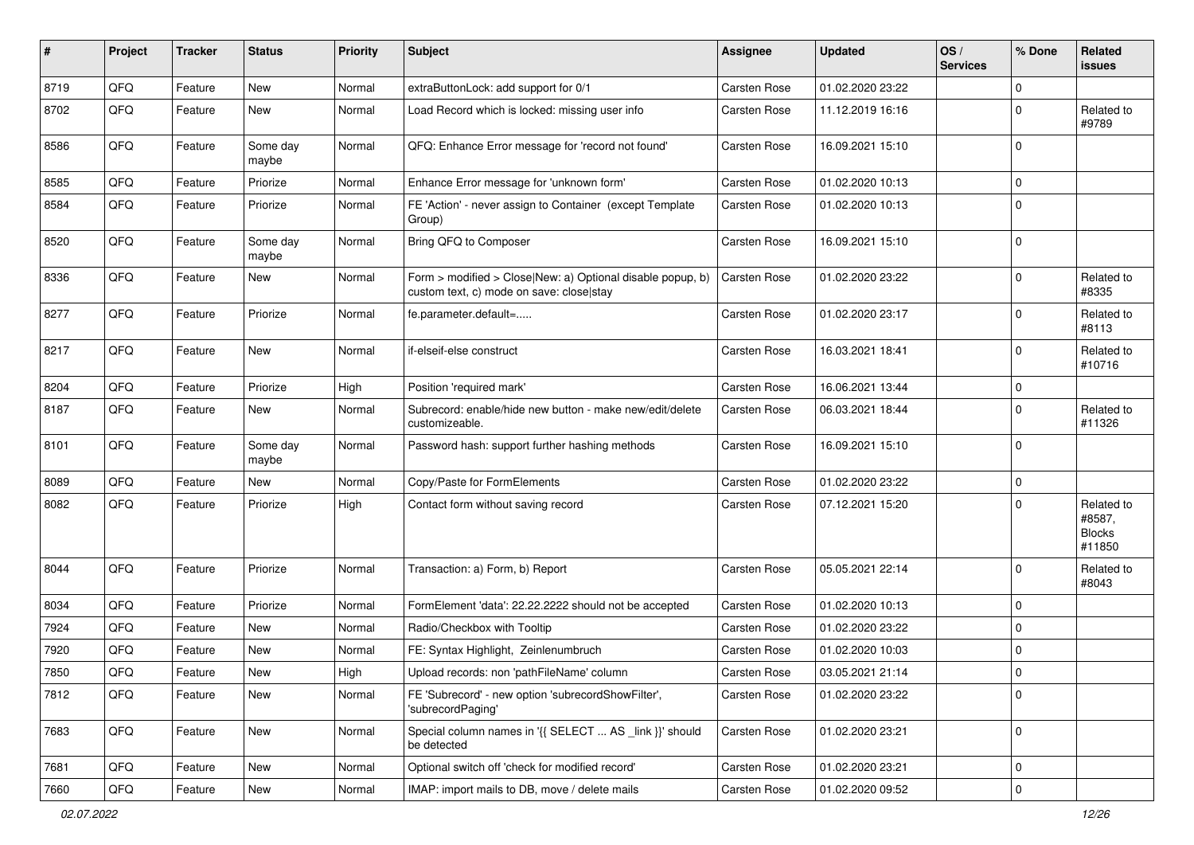| # | Project | Tracker | Status | Priority | Subject | Assignee | Updated | OS / Services | % Done | Related issues |
|---|---|---|---|---|---|---|---|---|---|---|
| 8719 | QFQ | Feature | New | Normal | extraButtonLock: add support for 0/1 | Carsten Rose | 01.02.2020 23:22 | | 0 | |
| 8702 | QFQ | Feature | New | Normal | Load Record which is locked: missing user info | Carsten Rose | 11.12.2019 16:16 | | 0 | Related to #9789 |
| 8586 | QFQ | Feature | Some day maybe | Normal | QFQ: Enhance Error message for 'record not found' | Carsten Rose | 16.09.2021 15:10 | | 0 | |
| 8585 | QFQ | Feature | Priorize | Normal | Enhance Error message for 'unknown form' | Carsten Rose | 01.02.2020 10:13 | | 0 | |
| 8584 | QFQ | Feature | Priorize | Normal | FE 'Action' - never assign to Container (except Template Group) | Carsten Rose | 01.02.2020 10:13 | | 0 | |
| 8520 | QFQ | Feature | Some day maybe | Normal | Bring QFQ to Composer | Carsten Rose | 16.09.2021 15:10 | | 0 | |
| 8336 | QFQ | Feature | New | Normal | Form > modified > Close\|New: a) Optional disable popup, b) custom text, c) mode on save: close\|stay | Carsten Rose | 01.02.2020 23:22 | | 0 | Related to #8335 |
| 8277 | QFQ | Feature | Priorize | Normal | fe.parameter.default=..... | Carsten Rose | 01.02.2020 23:17 | | 0 | Related to #8113 |
| 8217 | QFQ | Feature | New | Normal | if-elseif-else construct | Carsten Rose | 16.03.2021 18:41 | | 0 | Related to #10716 |
| 8204 | QFQ | Feature | Priorize | High | Position 'required mark' | Carsten Rose | 16.06.2021 13:44 | | 0 | |
| 8187 | QFQ | Feature | New | Normal | Subrecord: enable/hide new button - make new/edit/delete customizeable. | Carsten Rose | 06.03.2021 18:44 | | 0 | Related to #11326 |
| 8101 | QFQ | Feature | Some day maybe | Normal | Password hash: support further hashing methods | Carsten Rose | 16.09.2021 15:10 | | 0 | |
| 8089 | QFQ | Feature | New | Normal | Copy/Paste for FormElements | Carsten Rose | 01.02.2020 23:22 | | 0 | |
| 8082 | QFQ | Feature | Priorize | High | Contact form without saving record | Carsten Rose | 07.12.2021 15:20 | | 0 | Related to #8587, Blocks #11850 |
| 8044 | QFQ | Feature | Priorize | Normal | Transaction: a) Form, b) Report | Carsten Rose | 05.05.2021 22:14 | | 0 | Related to #8043 |
| 8034 | QFQ | Feature | Priorize | Normal | FormElement 'data': 22.22.2222 should not be accepted | Carsten Rose | 01.02.2020 10:13 | | 0 | |
| 7924 | QFQ | Feature | New | Normal | Radio/Checkbox with Tooltip | Carsten Rose | 01.02.2020 23:22 | | 0 | |
| 7920 | QFQ | Feature | New | Normal | FE: Syntax Highlight, Zeinlenumbruch | Carsten Rose | 01.02.2020 10:03 | | 0 | |
| 7850 | QFQ | Feature | New | High | Upload records: non 'pathFileName' column | Carsten Rose | 03.05.2021 21:14 | | 0 | |
| 7812 | QFQ | Feature | New | Normal | FE 'Subrecord' - new option 'subrecordShowFilter', 'subrecordPaging' | Carsten Rose | 01.02.2020 23:22 | | 0 | |
| 7683 | QFQ | Feature | New | Normal | Special column names in '{{ SELECT ... AS _link }}' should be detected | Carsten Rose | 01.02.2020 23:21 | | 0 | |
| 7681 | QFQ | Feature | New | Normal | Optional switch off 'check for modified record' | Carsten Rose | 01.02.2020 23:21 | | 0 | |
| 7660 | QFQ | Feature | New | Normal | IMAP: import mails to DB, move / delete mails | Carsten Rose | 01.02.2020 09:52 | | 0 | |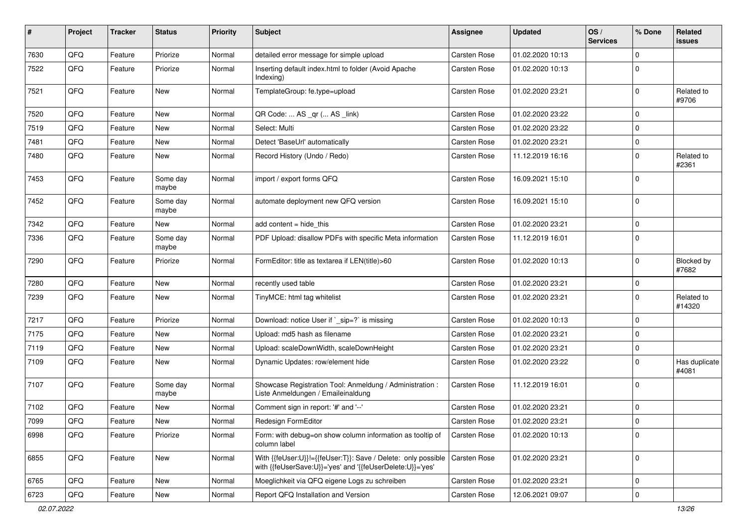| # | Project | Tracker | Status | Priority | Subject | Assignee | Updated | OS / Services | % Done | Related issues |
|---|---|---|---|---|---|---|---|---|---|---|
| 7630 | QFQ | Feature | Priorize | Normal | detailed error message for simple upload | Carsten Rose | 01.02.2020 10:13 | | 0 | |
| 7522 | QFQ | Feature | Priorize | Normal | Inserting default index.html to folder (Avoid Apache Indexing) | Carsten Rose | 01.02.2020 10:13 | | 0 | |
| 7521 | QFQ | Feature | New | Normal | TemplateGroup: fe.type=upload | Carsten Rose | 01.02.2020 23:21 | | 0 | Related to #9706 |
| 7520 | QFQ | Feature | New | Normal | QR Code: ... AS _qr (... AS _link) | Carsten Rose | 01.02.2020 23:22 | | 0 | |
| 7519 | QFQ | Feature | New | Normal | Select: Multi | Carsten Rose | 01.02.2020 23:22 | | 0 | |
| 7481 | QFQ | Feature | New | Normal | Detect 'BaseUrl' automatically | Carsten Rose | 01.02.2020 23:21 | | 0 | |
| 7480 | QFQ | Feature | New | Normal | Record History (Undo / Redo) | Carsten Rose | 11.12.2019 16:16 | | 0 | Related to #2361 |
| 7453 | QFQ | Feature | Some day maybe | Normal | import / export forms QFQ | Carsten Rose | 16.09.2021 15:10 | | 0 | |
| 7452 | QFQ | Feature | Some day maybe | Normal | automate deployment new QFQ version | Carsten Rose | 16.09.2021 15:10 | | 0 | |
| 7342 | QFQ | Feature | New | Normal | add content = hide_this | Carsten Rose | 01.02.2020 23:21 | | 0 | |
| 7336 | QFQ | Feature | Some day maybe | Normal | PDF Upload: disallow PDFs with specific Meta information | Carsten Rose | 11.12.2019 16:01 | | 0 | |
| 7290 | QFQ | Feature | Priorize | Normal | FormEditor: title as textarea if LEN(title)>60 | Carsten Rose | 01.02.2020 10:13 | | 0 | Blocked by #7682 |
| 7280 | QFQ | Feature | New | Normal | recently used table | Carsten Rose | 01.02.2020 23:21 | | 0 | |
| 7239 | QFQ | Feature | New | Normal | TinyMCE: html tag whitelist | Carsten Rose | 01.02.2020 23:21 | | 0 | Related to #14320 |
| 7217 | QFQ | Feature | Priorize | Normal | Download: notice User if `_sip=?` is missing | Carsten Rose | 01.02.2020 10:13 | | 0 | |
| 7175 | QFQ | Feature | New | Normal | Upload: md5 hash as filename | Carsten Rose | 01.02.2020 23:21 | | 0 | |
| 7119 | QFQ | Feature | New | Normal | Upload: scaleDownWidth, scaleDownHeight | Carsten Rose | 01.02.2020 23:21 | | 0 | |
| 7109 | QFQ | Feature | New | Normal | Dynamic Updates: row/element hide | Carsten Rose | 01.02.2020 23:22 | | 0 | Has duplicate #4081 |
| 7107 | QFQ | Feature | Some day maybe | Normal | Showcase Registration Tool: Anmeldung / Administration : Liste Anmeldungen / Emaileinaldung | Carsten Rose | 11.12.2019 16:01 | | 0 | |
| 7102 | QFQ | Feature | New | Normal | Comment sign in report: '#' and '--' | Carsten Rose | 01.02.2020 23:21 | | 0 | |
| 7099 | QFQ | Feature | New | Normal | Redesign FormEditor | Carsten Rose | 01.02.2020 23:21 | | 0 | |
| 6998 | QFQ | Feature | Priorize | Normal | Form: with debug=on show column information as tooltip of column label | Carsten Rose | 01.02.2020 10:13 | | 0 | |
| 6855 | QFQ | Feature | New | Normal | With {{feUser:U}}!={{feUser:T}}: Save / Delete: only possible with {{feUserSave:U}}='yes' and '{{feUserDelete:U}}='yes' | Carsten Rose | 01.02.2020 23:21 | | 0 | |
| 6765 | QFQ | Feature | New | Normal | Moeglichkeit via QFQ eigene Logs zu schreiben | Carsten Rose | 01.02.2020 23:21 | | 0 | |
| 6723 | QFQ | Feature | New | Normal | Report QFQ Installation and Version | Carsten Rose | 12.06.2021 09:07 | | 0 | |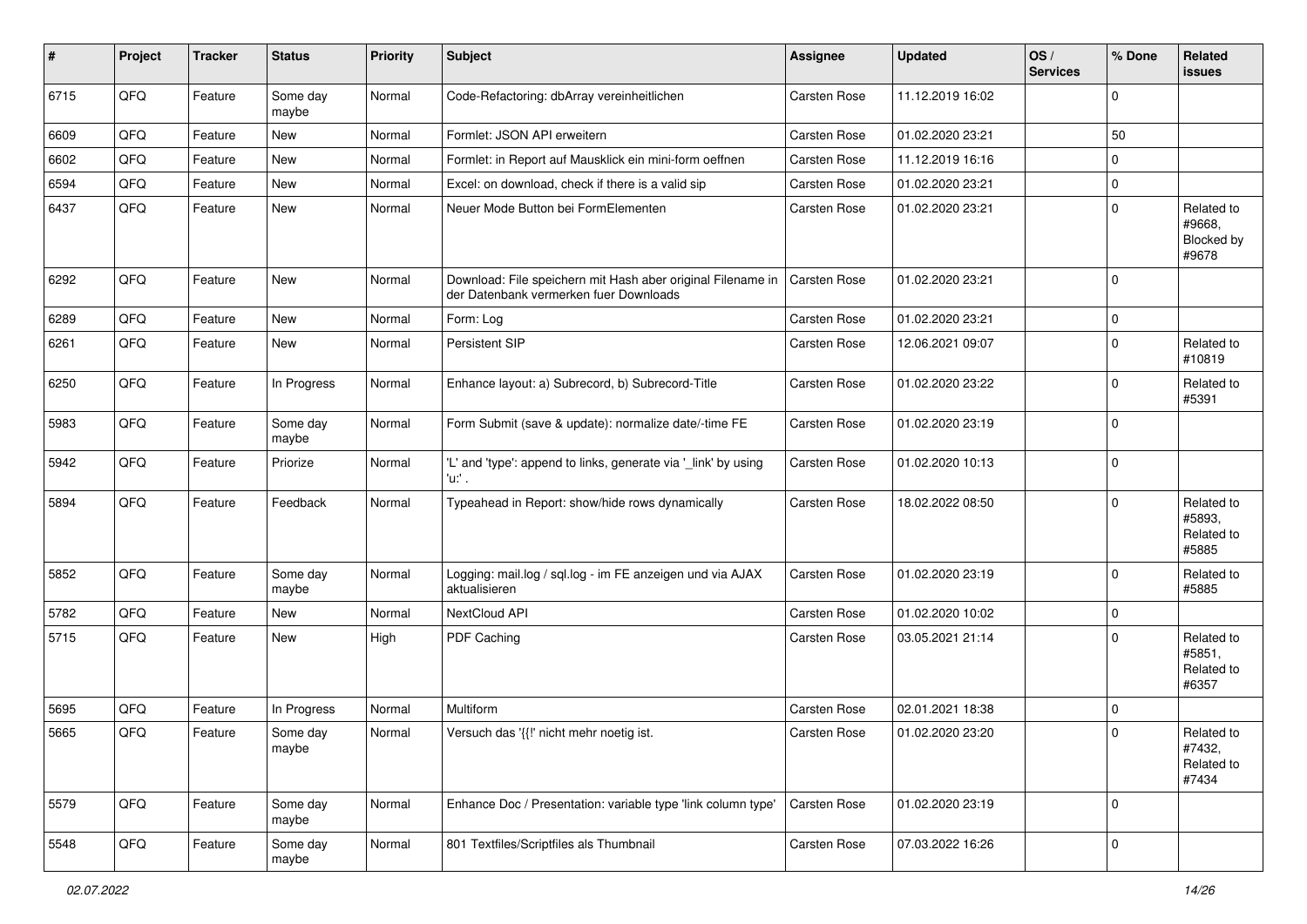| # | Project | Tracker | Status | Priority | Subject | Assignee | Updated | OS / Services | % Done | Related issues |
|---|---|---|---|---|---|---|---|---|---|---|
| 6715 | QFQ | Feature | Some day maybe | Normal | Code-Refactoring: dbArray vereinheitlichen | Carsten Rose | 11.12.2019 16:02 | | 0 | |
| 6609 | QFQ | Feature | New | Normal | Formlet: JSON API erweitern | Carsten Rose | 01.02.2020 23:21 | | 50 | |
| 6602 | QFQ | Feature | New | Normal | Formlet: in Report auf Mausklick ein mini-form oeffnen | Carsten Rose | 11.12.2019 16:16 | | 0 | |
| 6594 | QFQ | Feature | New | Normal | Excel: on download, check if there is a valid sip | Carsten Rose | 01.02.2020 23:21 | | 0 | |
| 6437 | QFQ | Feature | New | Normal | Neuer Mode Button bei FormElementen | Carsten Rose | 01.02.2020 23:21 | | 0 | Related to #9668, Blocked by #9678 |
| 6292 | QFQ | Feature | New | Normal | Download: File speichern mit Hash aber original Filename in der Datenbank vermerken fuer Downloads | Carsten Rose | 01.02.2020 23:21 | | 0 | |
| 6289 | QFQ | Feature | New | Normal | Form: Log | Carsten Rose | 01.02.2020 23:21 | | 0 | |
| 6261 | QFQ | Feature | New | Normal | Persistent SIP | Carsten Rose | 12.06.2021 09:07 | | 0 | Related to #10819 |
| 6250 | QFQ | Feature | In Progress | Normal | Enhance layout: a) Subrecord, b) Subrecord-Title | Carsten Rose | 01.02.2020 23:22 | | 0 | Related to #5391 |
| 5983 | QFQ | Feature | Some day maybe | Normal | Form Submit (save & update): normalize date/-time FE | Carsten Rose | 01.02.2020 23:19 | | 0 | |
| 5942 | QFQ | Feature | Priorize | Normal | 'L' and 'type': append to links, generate via '_link' by using 'u:' . | Carsten Rose | 01.02.2020 10:13 | | 0 | |
| 5894 | QFQ | Feature | Feedback | Normal | Typeahead in Report: show/hide rows dynamically | Carsten Rose | 18.02.2022 08:50 | | 0 | Related to #5893, Related to #5885 |
| 5852 | QFQ | Feature | Some day maybe | Normal | Logging: mail.log / sql.log - im FE anzeigen und via AJAX aktualisieren | Carsten Rose | 01.02.2020 23:19 | | 0 | Related to #5885 |
| 5782 | QFQ | Feature | New | Normal | NextCloud API | Carsten Rose | 01.02.2020 10:02 | | 0 | |
| 5715 | QFQ | Feature | New | High | PDF Caching | Carsten Rose | 03.05.2021 21:14 | | 0 | Related to #5851, Related to #6357 |
| 5695 | QFQ | Feature | In Progress | Normal | Multiform | Carsten Rose | 02.01.2021 18:38 | | 0 | |
| 5665 | QFQ | Feature | Some day maybe | Normal | Versuch das '{{!' nicht mehr noetig ist. | Carsten Rose | 01.02.2020 23:20 | | 0 | Related to #7432, Related to #7434 |
| 5579 | QFQ | Feature | Some day maybe | Normal | Enhance Doc / Presentation: variable type 'link column type' | Carsten Rose | 01.02.2020 23:19 | | 0 | |
| 5548 | QFQ | Feature | Some day maybe | Normal | 801 Textfiles/Scriptfiles als Thumbnail | Carsten Rose | 07.03.2022 16:26 | | 0 | |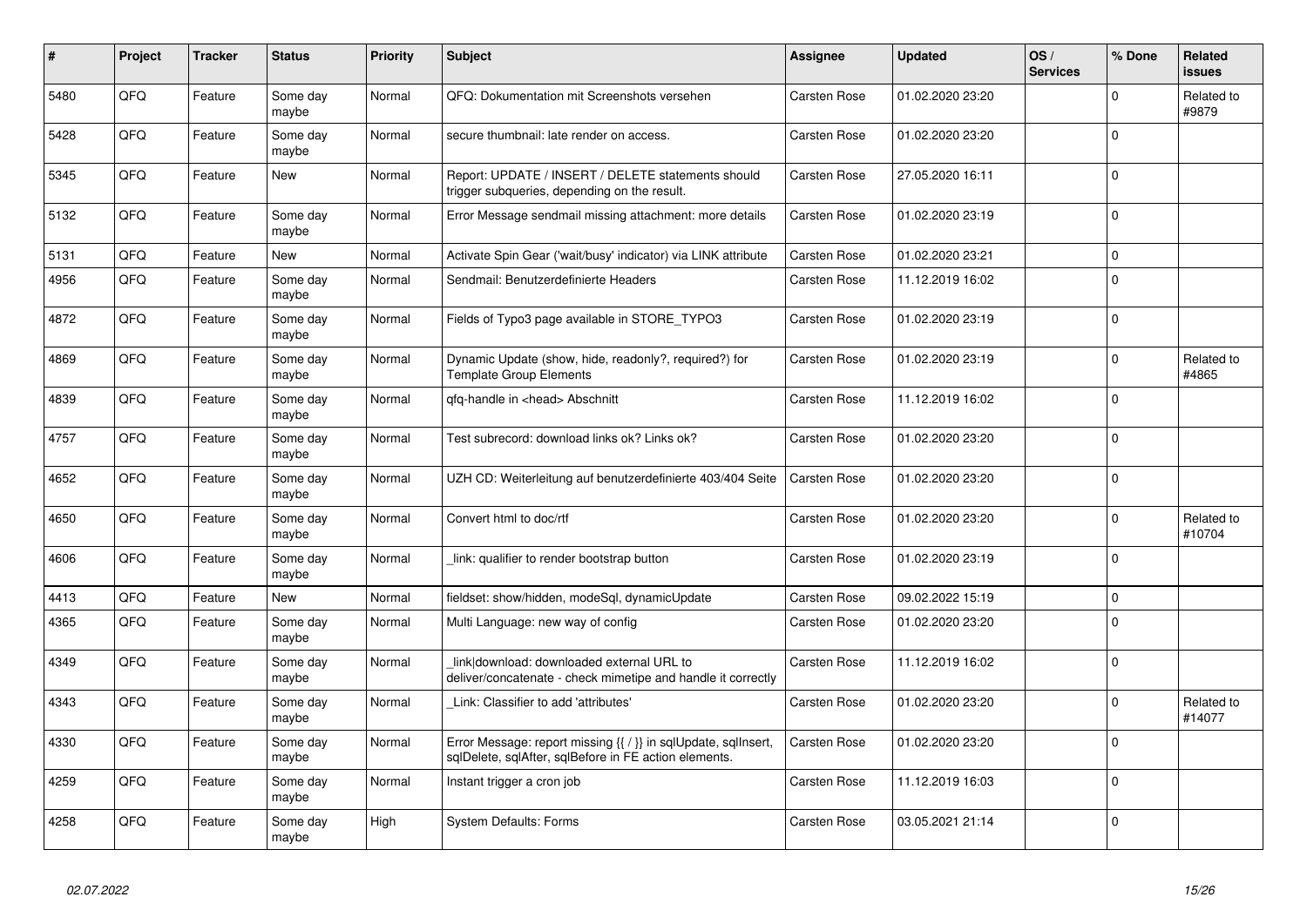| # | Project | Tracker | Status | Priority | Subject | Assignee | Updated | OS / Services | % Done | Related issues |
|---|---|---|---|---|---|---|---|---|---|---|
| 5480 | QFQ | Feature | Some day maybe | Normal | QFQ: Dokumentation mit Screenshots versehen | Carsten Rose | 01.02.2020 23:20 | | 0 | Related to #9879 |
| 5428 | QFQ | Feature | Some day maybe | Normal | secure thumbnail: late render on access. | Carsten Rose | 01.02.2020 23:20 | | 0 | |
| 5345 | QFQ | Feature | New | Normal | Report: UPDATE / INSERT / DELETE statements should trigger subqueries, depending on the result. | Carsten Rose | 27.05.2020 16:11 | | 0 | |
| 5132 | QFQ | Feature | Some day maybe | Normal | Error Message sendmail missing attachment: more details | Carsten Rose | 01.02.2020 23:19 | | 0 | |
| 5131 | QFQ | Feature | New | Normal | Activate Spin Gear ('wait/busy' indicator) via LINK attribute | Carsten Rose | 01.02.2020 23:21 | | 0 | |
| 4956 | QFQ | Feature | Some day maybe | Normal | Sendmail: Benutzerdefinierte Headers | Carsten Rose | 11.12.2019 16:02 | | 0 | |
| 4872 | QFQ | Feature | Some day maybe | Normal | Fields of Typo3 page available in STORE_TYPO3 | Carsten Rose | 01.02.2020 23:19 | | 0 | |
| 4869 | QFQ | Feature | Some day maybe | Normal | Dynamic Update (show, hide, readonly?, required?) for Template Group Elements | Carsten Rose | 01.02.2020 23:19 | | 0 | Related to #4865 |
| 4839 | QFQ | Feature | Some day maybe | Normal | qfq-handle in <head> Abschnitt | Carsten Rose | 11.12.2019 16:02 | | 0 | |
| 4757 | QFQ | Feature | Some day maybe | Normal | Test subrecord: download links ok? Links ok? | Carsten Rose | 01.02.2020 23:20 | | 0 | |
| 4652 | QFQ | Feature | Some day maybe | Normal | UZH CD: Weiterleitung auf benutzerdefinierte 403/404 Seite | Carsten Rose | 01.02.2020 23:20 | | 0 | |
| 4650 | QFQ | Feature | Some day maybe | Normal | Convert html to doc/rtf | Carsten Rose | 01.02.2020 23:20 | | 0 | Related to #10704 |
| 4606 | QFQ | Feature | Some day maybe | Normal | _link: qualifier to render bootstrap button | Carsten Rose | 01.02.2020 23:19 | | 0 | |
| 4413 | QFQ | Feature | New | Normal | fieldset: show/hidden, modeSql, dynamicUpdate | Carsten Rose | 09.02.2022 15:19 | | 0 | |
| 4365 | QFQ | Feature | Some day maybe | Normal | Multi Language: new way of config | Carsten Rose | 01.02.2020 23:20 | | 0 | |
| 4349 | QFQ | Feature | Some day maybe | Normal | _link\|download: downloaded external URL to deliver/concatenate - check mimetipe and handle it correctly | Carsten Rose | 11.12.2019 16:02 | | 0 | |
| 4343 | QFQ | Feature | Some day maybe | Normal | _Link: Classifier to add 'attributes' | Carsten Rose | 01.02.2020 23:20 | | 0 | Related to #14077 |
| 4330 | QFQ | Feature | Some day maybe | Normal | Error Message: report missing {{ / }} in sqlUpdate, sqlInsert, sqlDelete, sqlAfter, sqlBefore in FE action elements. | Carsten Rose | 01.02.2020 23:20 | | 0 | |
| 4259 | QFQ | Feature | Some day maybe | Normal | Instant trigger a cron job | Carsten Rose | 11.12.2019 16:03 | | 0 | |
| 4258 | QFQ | Feature | Some day maybe | High | System Defaults: Forms | Carsten Rose | 03.05.2021 21:14 | | 0 | |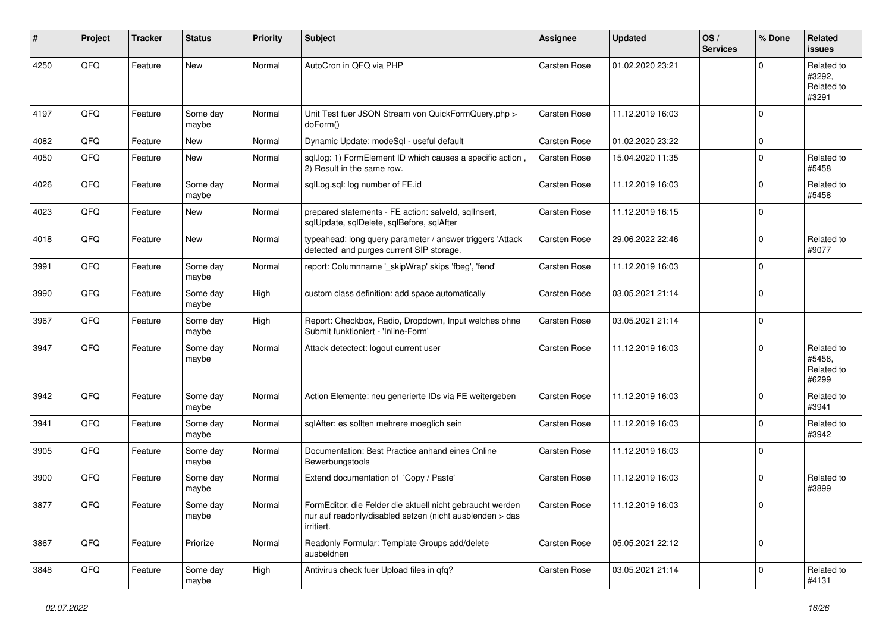| # | Project | Tracker | Status | Priority | Subject | Assignee | Updated | OS / Services | % Done | Related issues |
| --- | --- | --- | --- | --- | --- | --- | --- | --- | --- | --- |
| 4250 | QFQ | Feature | New | Normal | AutoCron in QFQ via PHP | Carsten Rose | 01.02.2020 23:21 | | 0 | Related to #3292, Related to #3291 |
| 4197 | QFQ | Feature | Some day maybe | Normal | Unit Test fuer JSON Stream von QuickFormQuery.php > doForm() | Carsten Rose | 11.12.2019 16:03 | | 0 | |
| 4082 | QFQ | Feature | New | Normal | Dynamic Update: modeSql - useful default | Carsten Rose | 01.02.2020 23:22 | | 0 | |
| 4050 | QFQ | Feature | New | Normal | sql.log: 1) FormElement ID which causes a specific action , 2) Result in the same row. | Carsten Rose | 15.04.2020 11:35 | | 0 | Related to #5458 |
| 4026 | QFQ | Feature | Some day maybe | Normal | sqlLog.sql: log number of FE.id | Carsten Rose | 11.12.2019 16:03 | | 0 | Related to #5458 |
| 4023 | QFQ | Feature | New | Normal | prepared statements - FE action: salveld, sqlInsert, sqlUpdate, sqlDelete, sqlBefore, sqlAfter | Carsten Rose | 11.12.2019 16:15 | | 0 | |
| 4018 | QFQ | Feature | New | Normal | typeahead: long query parameter / answer triggers 'Attack detected' and purges current SIP storage. | Carsten Rose | 29.06.2022 22:46 | | 0 | Related to #9077 |
| 3991 | QFQ | Feature | Some day maybe | Normal | report: Columnname '_skipWrap' skips 'fbeg', 'fend' | Carsten Rose | 11.12.2019 16:03 | | 0 | |
| 3990 | QFQ | Feature | Some day maybe | High | custom class definition: add space automatically | Carsten Rose | 03.05.2021 21:14 | | 0 | |
| 3967 | QFQ | Feature | Some day maybe | High | Report: Checkbox, Radio, Dropdown, Input welches ohne Submit funktioniert - 'Inline-Form' | Carsten Rose | 03.05.2021 21:14 | | 0 | |
| 3947 | QFQ | Feature | Some day maybe | Normal | Attack detectect: logout current user | Carsten Rose | 11.12.2019 16:03 | | 0 | Related to #5458, Related to #6299 |
| 3942 | QFQ | Feature | Some day maybe | Normal | Action Elemente: neu generierte IDs via FE weitergeben | Carsten Rose | 11.12.2019 16:03 | | 0 | Related to #3941 |
| 3941 | QFQ | Feature | Some day maybe | Normal | sqlAfter: es sollten mehrere moeglich sein | Carsten Rose | 11.12.2019 16:03 | | 0 | Related to #3942 |
| 3905 | QFQ | Feature | Some day maybe | Normal | Documentation: Best Practice anhand eines Online Bewerbungstools | Carsten Rose | 11.12.2019 16:03 | | 0 | |
| 3900 | QFQ | Feature | Some day maybe | Normal | Extend documentation of 'Copy / Paste' | Carsten Rose | 11.12.2019 16:03 | | 0 | Related to #3899 |
| 3877 | QFQ | Feature | Some day maybe | Normal | FormEditor: die Felder die aktuell nicht gebraucht werden nur auf readonly/disabled setzen (nicht ausblenden > das irritiert. | Carsten Rose | 11.12.2019 16:03 | | 0 | |
| 3867 | QFQ | Feature | Priorize | Normal | Readonly Formular: Template Groups add/delete ausbeldnen | Carsten Rose | 05.05.2021 22:12 | | 0 | |
| 3848 | QFQ | Feature | Some day maybe | High | Antivirus check fuer Upload files in qfq? | Carsten Rose | 03.05.2021 21:14 | | 0 | Related to #4131 |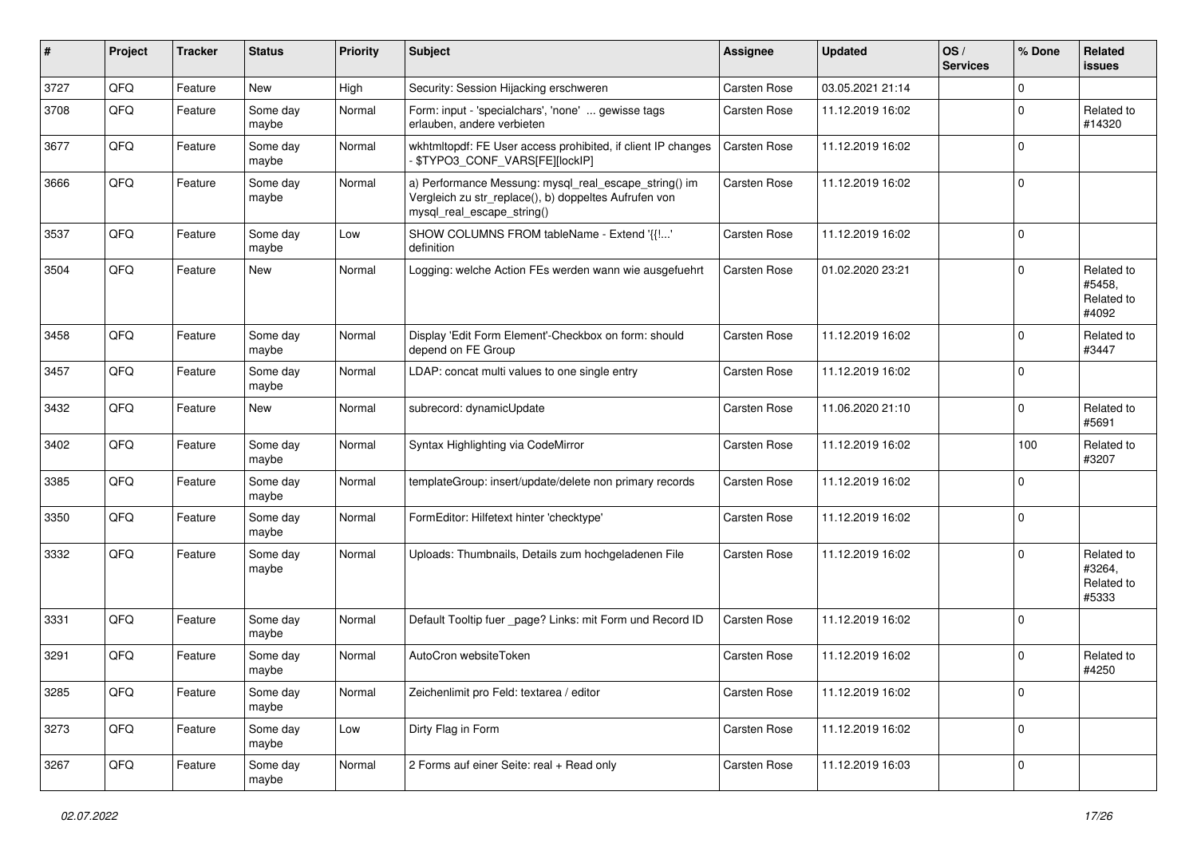| # | Project | Tracker | Status | Priority | Subject | Assignee | Updated | OS / Services | % Done | Related issues |
|---|---|---|---|---|---|---|---|---|---|---|
| 3727 | QFQ | Feature | New | High | Security: Session Hijacking erschweren | Carsten Rose | 03.05.2021 21:14 | | 0 | |
| 3708 | QFQ | Feature | Some day maybe | Normal | Form: input - 'specialchars', 'none' ... gewisse tags erlauben, andere verbieten | Carsten Rose | 11.12.2019 16:02 | | 0 | Related to #14320 |
| 3677 | QFQ | Feature | Some day maybe | Normal | wkhtmltopdf: FE User access prohibited, if client IP changes - $TYPO3_CONF_VARS[FE][lockIP] | Carsten Rose | 11.12.2019 16:02 | | 0 | |
| 3666 | QFQ | Feature | Some day maybe | Normal | a) Performance Messung: mysql_real_escape_string() im Vergleich zu str_replace(), b) doppeltes Aufrufen von mysql_real_escape_string() | Carsten Rose | 11.12.2019 16:02 | | 0 | |
| 3537 | QFQ | Feature | Some day maybe | Low | SHOW COLUMNS FROM tableName - Extend '{{!...' definition | Carsten Rose | 11.12.2019 16:02 | | 0 | |
| 3504 | QFQ | Feature | New | Normal | Logging: welche Action FEs werden wann wie ausgefuehrt | Carsten Rose | 01.02.2020 23:21 | | 0 | Related to #5458, Related to #4092 |
| 3458 | QFQ | Feature | Some day maybe | Normal | Display 'Edit Form Element'-Checkbox on form: should depend on FE Group | Carsten Rose | 11.12.2019 16:02 | | 0 | Related to #3447 |
| 3457 | QFQ | Feature | Some day maybe | Normal | LDAP: concat multi values to one single entry | Carsten Rose | 11.12.2019 16:02 | | 0 | |
| 3432 | QFQ | Feature | New | Normal | subrecord: dynamicUpdate | Carsten Rose | 11.06.2020 21:10 | | 0 | Related to #5691 |
| 3402 | QFQ | Feature | Some day maybe | Normal | Syntax Highlighting via CodeMirror | Carsten Rose | 11.12.2019 16:02 | | 100 | Related to #3207 |
| 3385 | QFQ | Feature | Some day maybe | Normal | templateGroup: insert/update/delete non primary records | Carsten Rose | 11.12.2019 16:02 | | 0 | |
| 3350 | QFQ | Feature | Some day maybe | Normal | FormEditor: Hilfetext hinter 'checktype' | Carsten Rose | 11.12.2019 16:02 | | 0 | |
| 3332 | QFQ | Feature | Some day maybe | Normal | Uploads: Thumbnails, Details zum hochgeladenen File | Carsten Rose | 11.12.2019 16:02 | | 0 | Related to #3264, Related to #5333 |
| 3331 | QFQ | Feature | Some day maybe | Normal | Default Tooltip fuer _page? Links: mit Form und Record ID | Carsten Rose | 11.12.2019 16:02 | | 0 | |
| 3291 | QFQ | Feature | Some day maybe | Normal | AutoCron websiteToken | Carsten Rose | 11.12.2019 16:02 | | 0 | Related to #4250 |
| 3285 | QFQ | Feature | Some day maybe | Normal | Zeichenlimit pro Feld: textarea / editor | Carsten Rose | 11.12.2019 16:02 | | 0 | |
| 3273 | QFQ | Feature | Some day maybe | Low | Dirty Flag in Form | Carsten Rose | 11.12.2019 16:02 | | 0 | |
| 3267 | QFQ | Feature | Some day maybe | Normal | 2 Forms auf einer Seite: real + Read only | Carsten Rose | 11.12.2019 16:03 | | 0 | |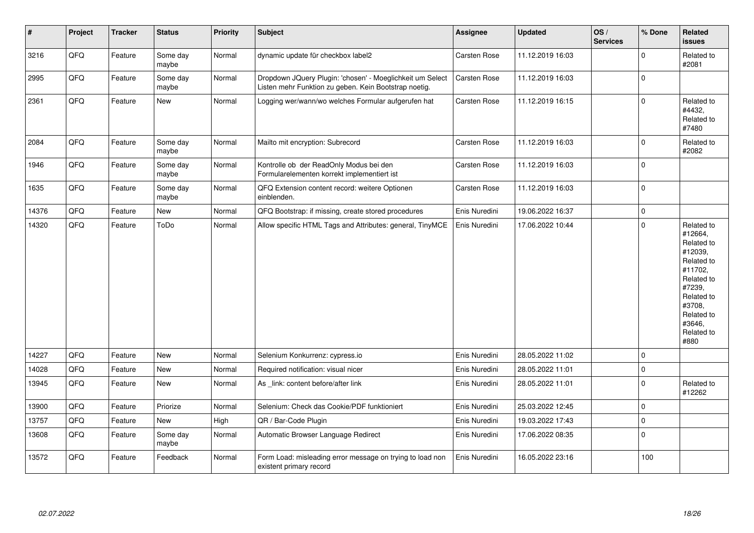| # | Project | Tracker | Status | Priority | Subject | Assignee | Updated | OS / Services | % Done | Related issues |
|---|---|---|---|---|---|---|---|---|---|---|
| 3216 | QFQ | Feature | Some day maybe | Normal | dynamic update für checkbox label2 | Carsten Rose | 11.12.2019 16:03 | | 0 | Related to #2081 |
| 2995 | QFQ | Feature | Some day maybe | Normal | Dropdown JQuery Plugin: 'chosen' - Moeglichkeit um Select Listen mehr Funktion zu geben. Kein Bootstrap noetig. | Carsten Rose | 11.12.2019 16:03 | | 0 | |
| 2361 | QFQ | Feature | New | Normal | Logging wer/wann/wo welches Formular aufgerufen hat | Carsten Rose | 11.12.2019 16:15 | | 0 | Related to #4432, Related to #7480 |
| 2084 | QFQ | Feature | Some day maybe | Normal | Mailto mit encryption: Subrecord | Carsten Rose | 11.12.2019 16:03 | | 0 | Related to #2082 |
| 1946 | QFQ | Feature | Some day maybe | Normal | Kontrolle ob der ReadOnly Modus bei den Formularelementen korrekt implementiert ist | Carsten Rose | 11.12.2019 16:03 | | 0 | |
| 1635 | QFQ | Feature | Some day maybe | Normal | QFQ Extension content record: weitere Optionen einblenden. | Carsten Rose | 11.12.2019 16:03 | | 0 | |
| 14376 | QFQ | Feature | New | Normal | QFQ Bootstrap: if missing, create stored procedures | Enis Nuredini | 19.06.2022 16:37 | | 0 | |
| 14320 | QFQ | Feature | ToDo | Normal | Allow specific HTML Tags and Attributes: general, TinyMCE | Enis Nuredini | 17.06.2022 10:44 | | 0 | Related to #12664, Related to #12039, Related to #11702, Related to #7239, Related to #3708, Related to #3646, Related to #880 |
| 14227 | QFQ | Feature | New | Normal | Selenium Konkurrenz: cypress.io | Enis Nuredini | 28.05.2022 11:02 | | 0 | |
| 14028 | QFQ | Feature | New | Normal | Required notification: visual nicer | Enis Nuredini | 28.05.2022 11:01 | | 0 | |
| 13945 | QFQ | Feature | New | Normal | As _link: content before/after link | Enis Nuredini | 28.05.2022 11:01 | | 0 | Related to #12262 |
| 13900 | QFQ | Feature | Priorize | Normal | Selenium: Check das Cookie/PDF funktioniert | Enis Nuredini | 25.03.2022 12:45 | | 0 | |
| 13757 | QFQ | Feature | New | High | QR / Bar-Code Plugin | Enis Nuredini | 19.03.2022 17:43 | | 0 | |
| 13608 | QFQ | Feature | Some day maybe | Normal | Automatic Browser Language Redirect | Enis Nuredini | 17.06.2022 08:35 | | 0 | |
| 13572 | QFQ | Feature | Feedback | Normal | Form Load: misleading error message on trying to load non existent primary record | Enis Nuredini | 16.05.2022 23:16 | | 100 | |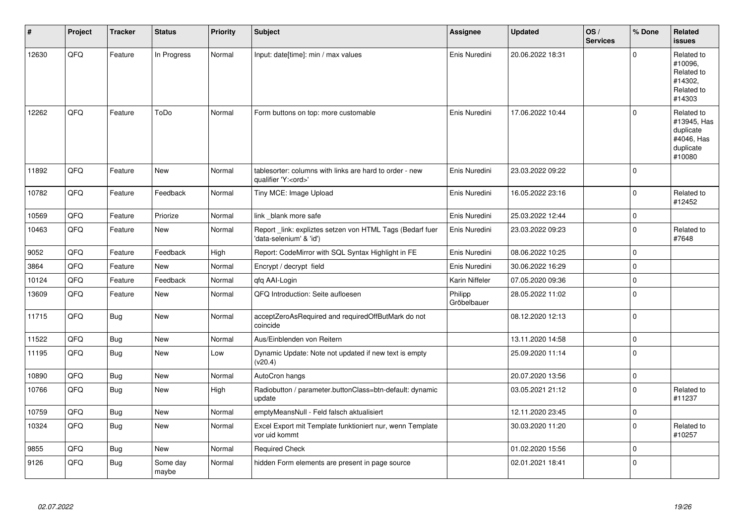| # | Project | Tracker | Status | Priority | Subject | Assignee | Updated | OS / Services | % Done | Related issues |
|---|---|---|---|---|---|---|---|---|---|---|
| 12630 | QFQ | Feature | In Progress | Normal | Input: date[time]: min / max values | Enis Nuredini | 20.06.2022 18:31 | | 0 | Related to #10096, Related to #14302, Related to #14303 |
| 12262 | QFQ | Feature | ToDo | Normal | Form buttons on top: more customable | Enis Nuredini | 17.06.2022 10:44 | | 0 | Related to #13945, Has duplicate #4046, Has duplicate #10080 |
| 11892 | QFQ | Feature | New | Normal | tablesorter: columns with links are hard to order - new qualifier 'Y:<ord>' | Enis Nuredini | 23.03.2022 09:22 | | 0 | |
| 10782 | QFQ | Feature | Feedback | Normal | Tiny MCE: Image Upload | Enis Nuredini | 16.05.2022 23:16 | | 0 | Related to #12452 |
| 10569 | QFQ | Feature | Priorize | Normal | link _blank more safe | Enis Nuredini | 25.03.2022 12:44 | | 0 | |
| 10463 | QFQ | Feature | New | Normal | Report _link: expliztes setzen von HTML Tags (Bedarf fuer 'data-selenium' & 'id') | Enis Nuredini | 23.03.2022 09:23 | | 0 | Related to #7648 |
| 9052 | QFQ | Feature | Feedback | High | Report: CodeMirror with SQL Syntax Highlight in FE | Enis Nuredini | 08.06.2022 10:25 | | 0 | |
| 3864 | QFQ | Feature | New | Normal | Encrypt / decrypt field | Enis Nuredini | 30.06.2022 16:29 | | 0 | |
| 10124 | QFQ | Feature | Feedback | Normal | qfq AAI-Login | Karin Niffeler | 07.05.2020 09:36 | | 0 | |
| 13609 | QFQ | Feature | New | Normal | QFQ Introduction: Seite aufloesen | Philipp Gröbelbauer | 28.05.2022 11:02 | | 0 | |
| 11715 | QFQ | Bug | New | Normal | acceptZeroAsRequired and requiredOffButMark do not coincide | | 08.12.2020 12:13 | | 0 | |
| 11522 | QFQ | Bug | New | Normal | Aus/Einblenden von Reitern | | 13.11.2020 14:58 | | 0 | |
| 11195 | QFQ | Bug | New | Low | Dynamic Update: Note not updated if new text is empty (v20.4) | | 25.09.2020 11:14 | | 0 | |
| 10890 | QFQ | Bug | New | Normal | AutoCron hangs | | 20.07.2020 13:56 | | 0 | |
| 10766 | QFQ | Bug | New | High | Radiobutton / parameter.buttonClass=btn-default: dynamic update | | 03.05.2021 21:12 | | 0 | Related to #11237 |
| 10759 | QFQ | Bug | New | Normal | emptyMeansNull - Feld falsch aktualisiert | | 12.11.2020 23:45 | | 0 | |
| 10324 | QFQ | Bug | New | Normal | Excel Export mit Template funktioniert nur, wenn Template vor uid kommt | | 30.03.2020 11:20 | | 0 | Related to #10257 |
| 9855 | QFQ | Bug | New | Normal | Required Check | | 01.02.2020 15:56 | | 0 | |
| 9126 | QFQ | Bug | Some day maybe | Normal | hidden Form elements are present in page source | | 02.01.2021 18:41 | | 0 | |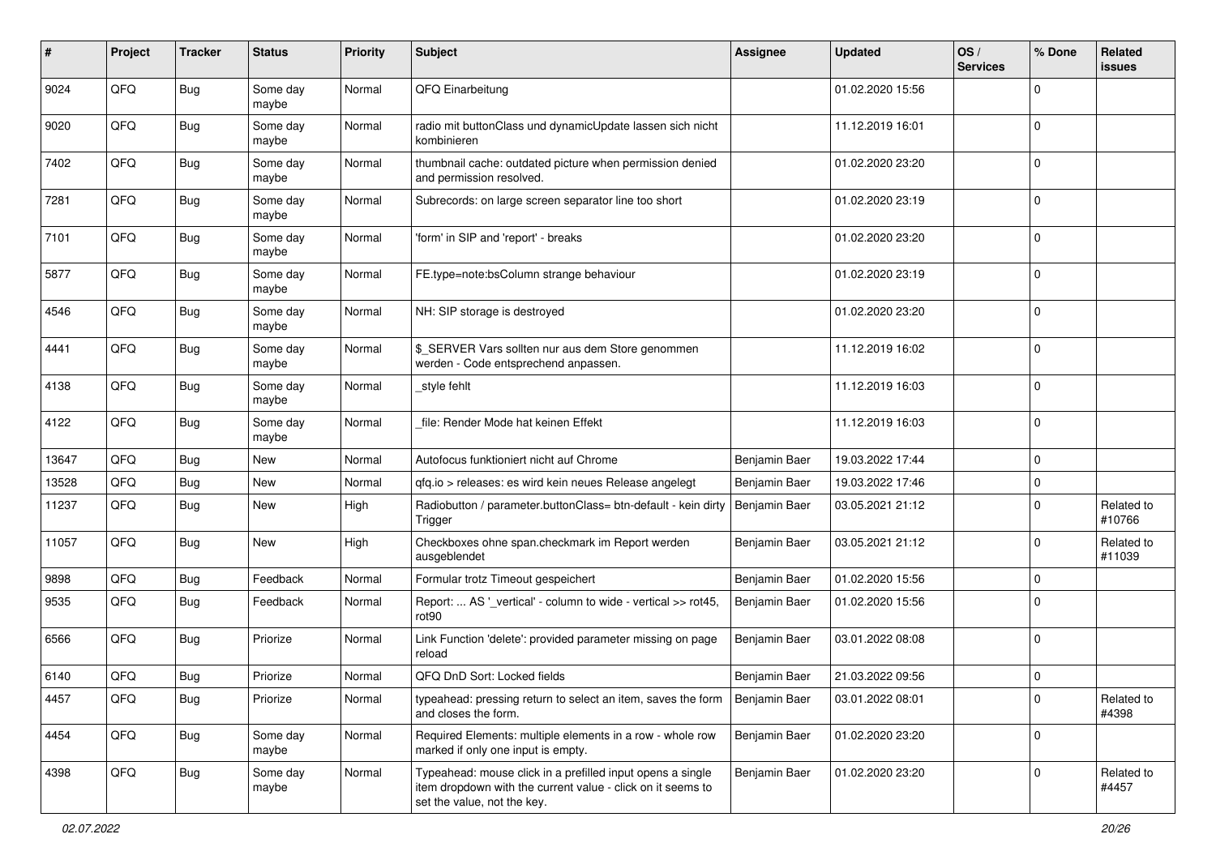| # | Project | Tracker | Status | Priority | Subject | Assignee | Updated | OS / Services | % Done | Related issues |
|---|---|---|---|---|---|---|---|---|---|---|
| 9024 | QFQ | Bug | Some day maybe | Normal | QFQ Einarbeitung | | 01.02.2020 15:56 | | 0 | |
| 9020 | QFQ | Bug | Some day maybe | Normal | radio mit buttonClass und dynamicUpdate lassen sich nicht kombinieren | | 11.12.2019 16:01 | | 0 | |
| 7402 | QFQ | Bug | Some day maybe | Normal | thumbnail cache: outdated picture when permission denied and permission resolved. | | 01.02.2020 23:20 | | 0 | |
| 7281 | QFQ | Bug | Some day maybe | Normal | Subrecords: on large screen separator line too short | | 01.02.2020 23:19 | | 0 | |
| 7101 | QFQ | Bug | Some day maybe | Normal | 'form' in SIP and 'report' - breaks | | 01.02.2020 23:20 | | 0 | |
| 5877 | QFQ | Bug | Some day maybe | Normal | FE.type=note:bsColumn strange behaviour | | 01.02.2020 23:19 | | 0 | |
| 4546 | QFQ | Bug | Some day maybe | Normal | NH: SIP storage is destroyed | | 01.02.2020 23:20 | | 0 | |
| 4441 | QFQ | Bug | Some day maybe | Normal | $_SERVER Vars sollten nur aus dem Store genommen werden - Code entsprechend anpassen. | | 11.12.2019 16:02 | | 0 | |
| 4138 | QFQ | Bug | Some day maybe | Normal | _style fehlt | | 11.12.2019 16:03 | | 0 | |
| 4122 | QFQ | Bug | Some day maybe | Normal | _file: Render Mode hat keinen Effekt | | 11.12.2019 16:03 | | 0 | |
| 13647 | QFQ | Bug | New | Normal | Autofocus funktioniert nicht auf Chrome | Benjamin Baer | 19.03.2022 17:44 | | 0 | |
| 13528 | QFQ | Bug | New | Normal | qfq.io > releases: es wird kein neues Release angelegt | Benjamin Baer | 19.03.2022 17:46 | | 0 | |
| 11237 | QFQ | Bug | New | High | Radiobutton / parameter.buttonClass= btn-default - kein dirty Trigger | Benjamin Baer | 03.05.2021 21:12 | | 0 | Related to #10766 |
| 11057 | QFQ | Bug | New | High | Checkboxes ohne span.checkmark im Report werden ausgeblendet | Benjamin Baer | 03.05.2021 21:12 | | 0 | Related to #11039 |
| 9898 | QFQ | Bug | Feedback | Normal | Formular trotz Timeout gespeichert | Benjamin Baer | 01.02.2020 15:56 | | 0 | |
| 9535 | QFQ | Bug | Feedback | Normal | Report: ... AS '_vertical' - column to wide - vertical >> rot45, rot90 | Benjamin Baer | 01.02.2020 15:56 | | 0 | |
| 6566 | QFQ | Bug | Priorize | Normal | Link Function 'delete': provided parameter missing on page reload | Benjamin Baer | 03.01.2022 08:08 | | 0 | |
| 6140 | QFQ | Bug | Priorize | Normal | QFQ DnD Sort: Locked fields | Benjamin Baer | 21.03.2022 09:56 | | 0 | |
| 4457 | QFQ | Bug | Priorize | Normal | typeahead: pressing return to select an item, saves the form and closes the form. | Benjamin Baer | 03.01.2022 08:01 | | 0 | Related to #4398 |
| 4454 | QFQ | Bug | Some day maybe | Normal | Required Elements: multiple elements in a row - whole row marked if only one input is empty. | Benjamin Baer | 01.02.2020 23:20 | | 0 | |
| 4398 | QFQ | Bug | Some day maybe | Normal | Typeahead: mouse click in a prefilled input opens a single item dropdown with the current value - click on it seems to set the value, not the key. | Benjamin Baer | 01.02.2020 23:20 | | 0 | Related to #4457 |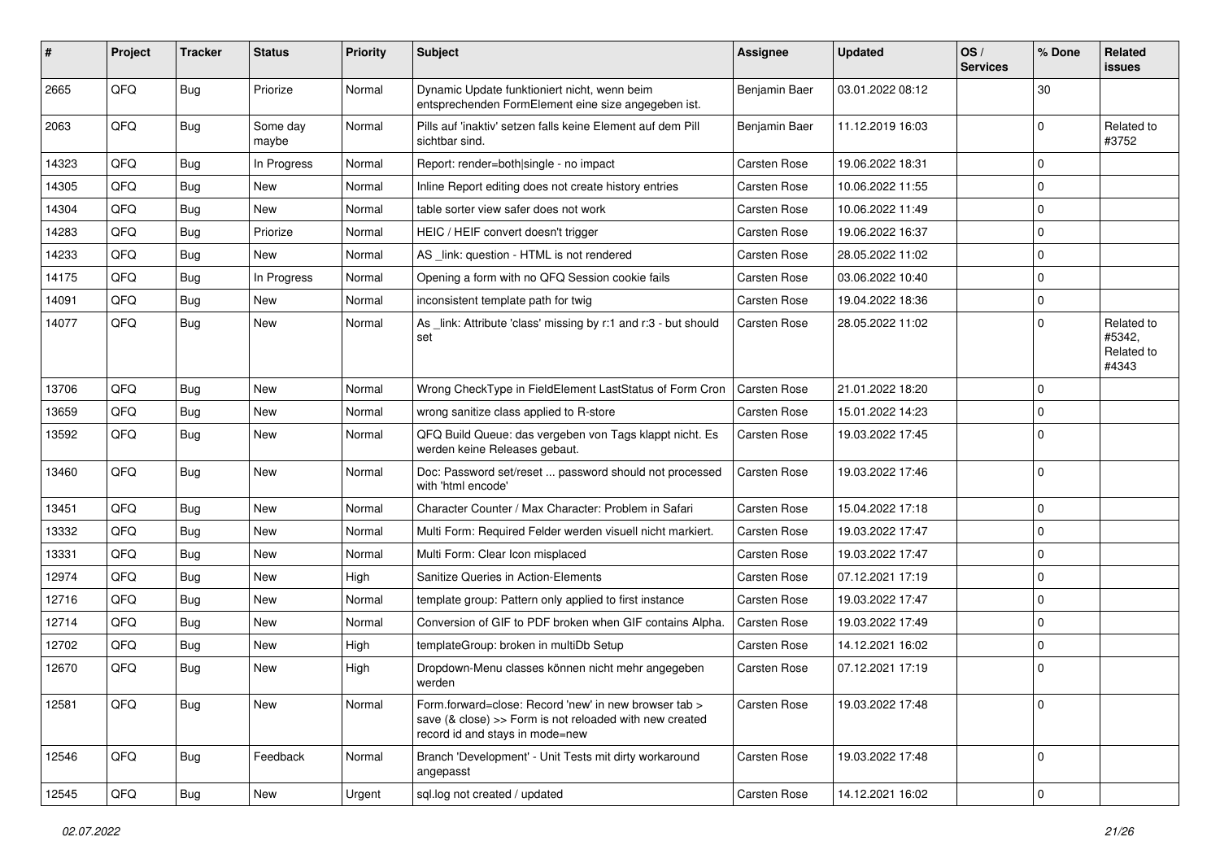| # | Project | Tracker | Status | Priority | Subject | Assignee | Updated | OS / Services | % Done | Related issues |
|---|---|---|---|---|---|---|---|---|---|---|
| 2665 | QFQ | Bug | Priorize | Normal | Dynamic Update funktioniert nicht, wenn beim entsprechenden FormElement eine size angegeben ist. | Benjamin Baer | 03.01.2022 08:12 | | 30 | |
| 2063 | QFQ | Bug | Some day maybe | Normal | Pills auf 'inaktiv' setzen falls keine Element auf dem Pill sichtbar sind. | Benjamin Baer | 11.12.2019 16:03 | | 0 | Related to #3752 |
| 14323 | QFQ | Bug | In Progress | Normal | Report: render=both|single - no impact | Carsten Rose | 19.06.2022 18:31 | | 0 | |
| 14305 | QFQ | Bug | New | Normal | Inline Report editing does not create history entries | Carsten Rose | 10.06.2022 11:55 | | 0 | |
| 14304 | QFQ | Bug | New | Normal | table sorter view safer does not work | Carsten Rose | 10.06.2022 11:49 | | 0 | |
| 14283 | QFQ | Bug | Priorize | Normal | HEIC / HEIF convert doesn't trigger | Carsten Rose | 19.06.2022 16:37 | | 0 | |
| 14233 | QFQ | Bug | New | Normal | AS _link: question - HTML is not rendered | Carsten Rose | 28.05.2022 11:02 | | 0 | |
| 14175 | QFQ | Bug | In Progress | Normal | Opening a form with no QFQ Session cookie fails | Carsten Rose | 03.06.2022 10:40 | | 0 | |
| 14091 | QFQ | Bug | New | Normal | inconsistent template path for twig | Carsten Rose | 19.04.2022 18:36 | | 0 | |
| 14077 | QFQ | Bug | New | Normal | As _link: Attribute 'class' missing by r:1 and r:3 - but should set | Carsten Rose | 28.05.2022 11:02 | | 0 | Related to #5342, Related to #4343 |
| 13706 | QFQ | Bug | New | Normal | Wrong CheckType in FieldElement LastStatus of Form Cron | Carsten Rose | 21.01.2022 18:20 | | 0 | |
| 13659 | QFQ | Bug | New | Normal | wrong sanitize class applied to R-store | Carsten Rose | 15.01.2022 14:23 | | 0 | |
| 13592 | QFQ | Bug | New | Normal | QFQ Build Queue: das vergeben von Tags klappt nicht. Es werden keine Releases gebaut. | Carsten Rose | 19.03.2022 17:45 | | 0 | |
| 13460 | QFQ | Bug | New | Normal | Doc: Password set/reset ... password should not processed with 'html encode' | Carsten Rose | 19.03.2022 17:46 | | 0 | |
| 13451 | QFQ | Bug | New | Normal | Character Counter / Max Character: Problem in Safari | Carsten Rose | 15.04.2022 17:18 | | 0 | |
| 13332 | QFQ | Bug | New | Normal | Multi Form: Required Felder werden visuell nicht markiert. | Carsten Rose | 19.03.2022 17:47 | | 0 | |
| 13331 | QFQ | Bug | New | Normal | Multi Form: Clear Icon misplaced | Carsten Rose | 19.03.2022 17:47 | | 0 | |
| 12974 | QFQ | Bug | New | High | Sanitize Queries in Action-Elements | Carsten Rose | 07.12.2021 17:19 | | 0 | |
| 12716 | QFQ | Bug | New | Normal | template group: Pattern only applied to first instance | Carsten Rose | 19.03.2022 17:47 | | 0 | |
| 12714 | QFQ | Bug | New | Normal | Conversion of GIF to PDF broken when GIF contains Alpha. | Carsten Rose | 19.03.2022 17:49 | | 0 | |
| 12702 | QFQ | Bug | New | High | templateGroup: broken in multiDb Setup | Carsten Rose | 14.12.2021 16:02 | | 0 | |
| 12670 | QFQ | Bug | New | High | Dropdown-Menu classes können nicht mehr angegeben werden | Carsten Rose | 07.12.2021 17:19 | | 0 | |
| 12581 | QFQ | Bug | New | Normal | Form.forward=close: Record 'new' in new browser tab > save (& close) >> Form is not reloaded with new created record id and stays in mode=new | Carsten Rose | 19.03.2022 17:48 | | 0 | |
| 12546 | QFQ | Bug | Feedback | Normal | Branch 'Development' - Unit Tests mit dirty workaround angepasst | Carsten Rose | 19.03.2022 17:48 | | 0 | |
| 12545 | QFQ | Bug | New | Urgent | sql.log not created / updated | Carsten Rose | 14.12.2021 16:02 | | 0 | |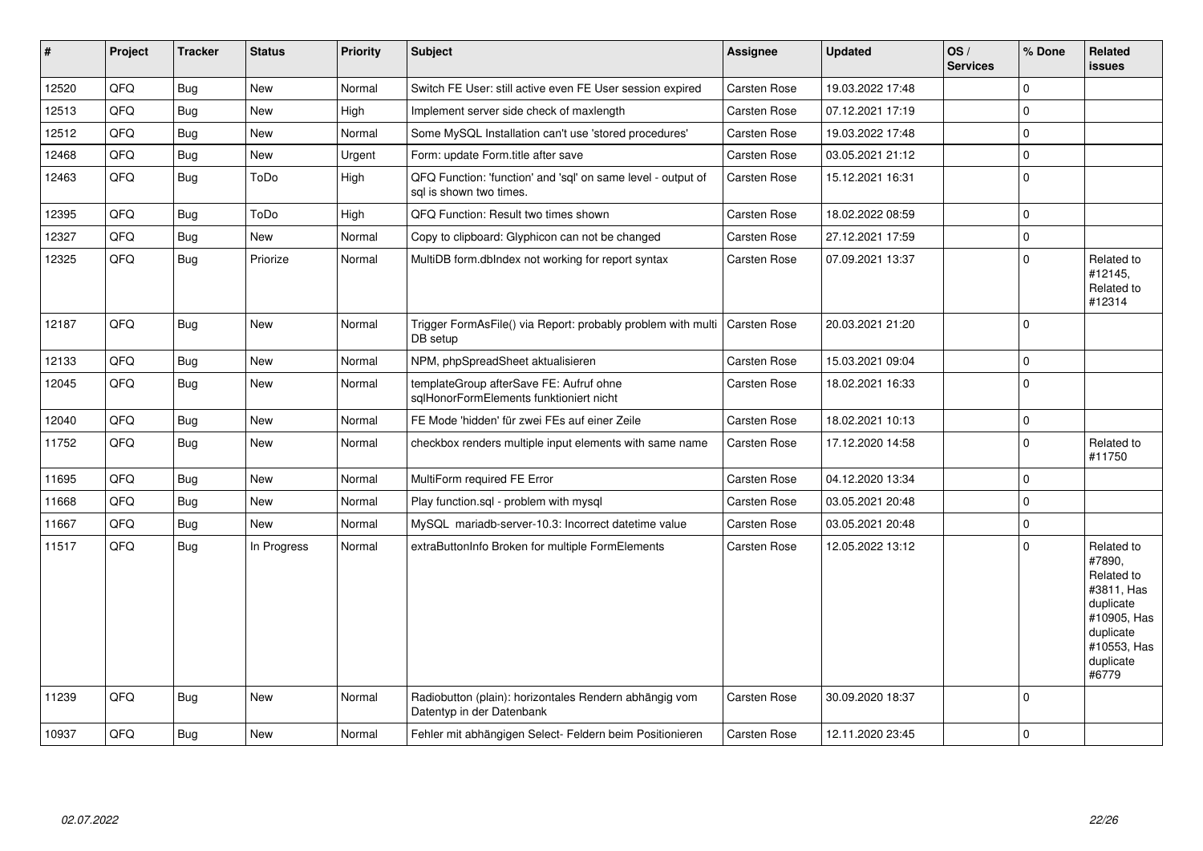| # | Project | Tracker | Status | Priority | Subject | Assignee | Updated | OS / Services | % Done | Related issues |
|---|---|---|---|---|---|---|---|---|---|---|
| 12520 | QFQ | Bug | New | Normal | Switch FE User: still active even FE User session expired | Carsten Rose | 19.03.2022 17:48 | | 0 | |
| 12513 | QFQ | Bug | New | High | Implement server side check of maxlength | Carsten Rose | 07.12.2021 17:19 | | 0 | |
| 12512 | QFQ | Bug | New | Normal | Some MySQL Installation can't use 'stored procedures' | Carsten Rose | 19.03.2022 17:48 | | 0 | |
| 12468 | QFQ | Bug | New | Urgent | Form: update Form.title after save | Carsten Rose | 03.05.2021 21:12 | | 0 | |
| 12463 | QFQ | Bug | ToDo | High | QFQ Function: 'function' and 'sql' on same level - output of sql is shown two times. | Carsten Rose | 15.12.2021 16:31 | | 0 | |
| 12395 | QFQ | Bug | ToDo | High | QFQ Function: Result two times shown | Carsten Rose | 18.02.2022 08:59 | | 0 | |
| 12327 | QFQ | Bug | New | Normal | Copy to clipboard: Glyphicon can not be changed | Carsten Rose | 27.12.2021 17:59 | | 0 | |
| 12325 | QFQ | Bug | Priorize | Normal | MultiDB form.dbIndex not working for report syntax | Carsten Rose | 07.09.2021 13:37 | | 0 | Related to #12145, Related to #12314 |
| 12187 | QFQ | Bug | New | Normal | Trigger FormAsFile() via Report: probably problem with multi DB setup | Carsten Rose | 20.03.2021 21:20 | | 0 | |
| 12133 | QFQ | Bug | New | Normal | NPM, phpSpreadSheet aktualisieren | Carsten Rose | 15.03.2021 09:04 | | 0 | |
| 12045 | QFQ | Bug | New | Normal | templateGroup afterSave FE: Aufruf ohne sqlHonorFormElements funktioniert nicht | Carsten Rose | 18.02.2021 16:33 | | 0 | |
| 12040 | QFQ | Bug | New | Normal | FE Mode 'hidden' für zwei FEs auf einer Zeile | Carsten Rose | 18.02.2021 10:13 | | 0 | |
| 11752 | QFQ | Bug | New | Normal | checkbox renders multiple input elements with same name | Carsten Rose | 17.12.2020 14:58 | | 0 | Related to #11750 |
| 11695 | QFQ | Bug | New | Normal | MultiForm required FE Error | Carsten Rose | 04.12.2020 13:34 | | 0 | |
| 11668 | QFQ | Bug | New | Normal | Play function.sql - problem with mysql | Carsten Rose | 03.05.2021 20:48 | | 0 | |
| 11667 | QFQ | Bug | New | Normal | MySQL mariadb-server-10.3: Incorrect datetime value | Carsten Rose | 03.05.2021 20:48 | | 0 | |
| 11517 | QFQ | Bug | In Progress | Normal | extraButtonInfo Broken for multiple FormElements | Carsten Rose | 12.05.2022 13:12 | | 0 | Related to #7890, Related to #3811, Has duplicate #10905, Has duplicate #10553, Has duplicate #6779 |
| 11239 | QFQ | Bug | New | Normal | Radiobutton (plain): horizontales Rendern abhängig vom Datentyp in der Datenbank | Carsten Rose | 30.09.2020 18:37 | | 0 | |
| 10937 | QFQ | Bug | New | Normal | Fehler mit abhängigen Select- Feldern beim Positionieren | Carsten Rose | 12.11.2020 23:45 | | 0 | |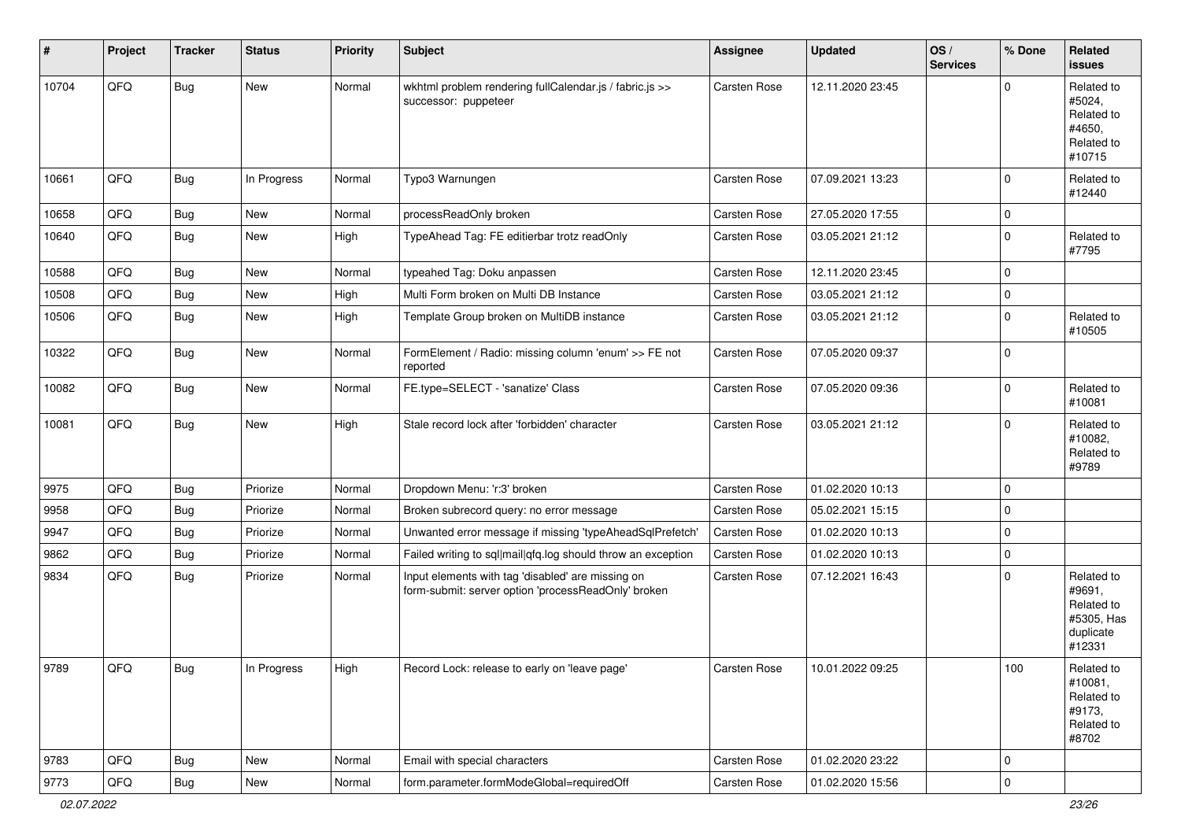| # | Project | Tracker | Status | Priority | Subject | Assignee | Updated | OS / Services | % Done | Related issues |
|---|---|---|---|---|---|---|---|---|---|---|
| 10704 | QFQ | Bug | New | Normal | wkhtml problem rendering fullCalendar.js / fabric.js >> successor: puppeteer | Carsten Rose | 12.11.2020 23:45 | | 0 | Related to #5024, Related to #4650, Related to #10715 |
| 10661 | QFQ | Bug | In Progress | Normal | Typo3 Warnungen | Carsten Rose | 07.09.2021 13:23 | | 0 | Related to #12440 |
| 10658 | QFQ | Bug | New | Normal | processReadOnly broken | Carsten Rose | 27.05.2020 17:55 | | 0 | |
| 10640 | QFQ | Bug | New | High | TypeAhead Tag: FE editierbar trotz readOnly | Carsten Rose | 03.05.2021 21:12 | | 0 | Related to #7795 |
| 10588 | QFQ | Bug | New | Normal | typeahed Tag: Doku anpassen | Carsten Rose | 12.11.2020 23:45 | | 0 | |
| 10508 | QFQ | Bug | New | High | Multi Form broken on Multi DB Instance | Carsten Rose | 03.05.2021 21:12 | | 0 | |
| 10506 | QFQ | Bug | New | High | Template Group broken on MultiDB instance | Carsten Rose | 03.05.2021 21:12 | | 0 | Related to #10505 |
| 10322 | QFQ | Bug | New | Normal | FormElement / Radio: missing column 'enum' >> FE not reported | Carsten Rose | 07.05.2020 09:37 | | 0 | |
| 10082 | QFQ | Bug | New | Normal | FE.type=SELECT - 'sanatize' Class | Carsten Rose | 07.05.2020 09:36 | | 0 | Related to #10081 |
| 10081 | QFQ | Bug | New | High | Stale record lock after 'forbidden' character | Carsten Rose | 03.05.2021 21:12 | | 0 | Related to #10082, Related to #9789 |
| 9975 | QFQ | Bug | Priorize | Normal | Dropdown Menu: 'r:3' broken | Carsten Rose | 01.02.2020 10:13 | | 0 | |
| 9958 | QFQ | Bug | Priorize | Normal | Broken subrecord query: no error message | Carsten Rose | 05.02.2021 15:15 | | 0 | |
| 9947 | QFQ | Bug | Priorize | Normal | Unwanted error message if missing 'typeAheadSqlPrefetch' | Carsten Rose | 01.02.2020 10:13 | | 0 | |
| 9862 | QFQ | Bug | Priorize | Normal | Failed writing to sql\|mail\|qfq.log should throw an exception | Carsten Rose | 01.02.2020 10:13 | | 0 | |
| 9834 | QFQ | Bug | Priorize | Normal | Input elements with tag 'disabled' are missing on form-submit: server option 'processReadOnly' broken | Carsten Rose | 07.12.2021 16:43 | | 0 | Related to #9691, Related to #5305, Has duplicate #12331 |
| 9789 | QFQ | Bug | In Progress | High | Record Lock: release to early on 'leave page' | Carsten Rose | 10.01.2022 09:25 | | 100 | Related to #10081, Related to #9173, Related to #8702 |
| 9783 | QFQ | Bug | New | Normal | Email with special characters | Carsten Rose | 01.02.2020 23:22 | | 0 | |
| 9773 | QFQ | Bug | New | Normal | form.parameter.formModeGlobal=requiredOff | Carsten Rose | 01.02.2020 15:56 | | 0 | |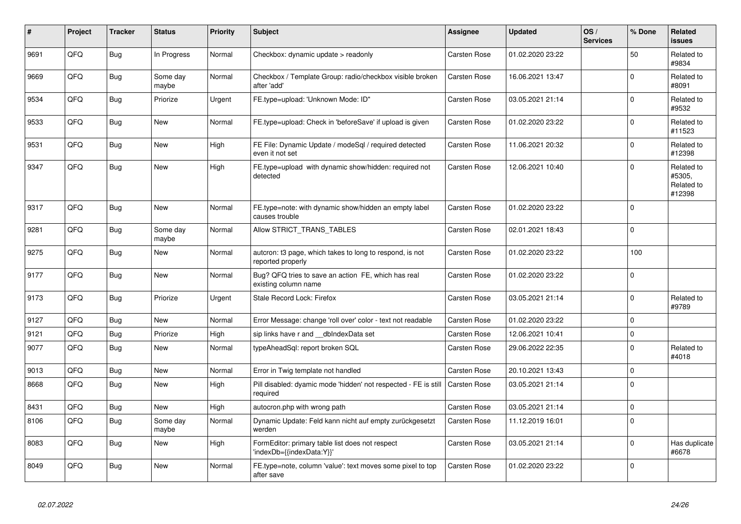| # | Project | Tracker | Status | Priority | Subject | Assignee | Updated | OS / Services | % Done | Related issues |
|---|---|---|---|---|---|---|---|---|---|---|
| 9691 | QFQ | Bug | In Progress | Normal | Checkbox: dynamic update > readonly | Carsten Rose | 01.02.2020 23:22 | | 50 | Related to #9834 |
| 9669 | QFQ | Bug | Some day maybe | Normal | Checkbox / Template Group: radio/checkbox visible broken after 'add' | Carsten Rose | 16.06.2021 13:47 | | 0 | Related to #8091 |
| 9534 | QFQ | Bug | Priorize | Urgent | FE.type=upload: 'Unknown Mode: ID" | Carsten Rose | 03.05.2021 21:14 | | 0 | Related to #9532 |
| 9533 | QFQ | Bug | New | Normal | FE.type=upload: Check in 'beforeSave' if upload is given | Carsten Rose | 01.02.2020 23:22 | | 0 | Related to #11523 |
| 9531 | QFQ | Bug | New | High | FE File: Dynamic Update / modeSql / required detected even it not set | Carsten Rose | 11.06.2021 20:32 | | 0 | Related to #12398 |
| 9347 | QFQ | Bug | New | High | FE.type=upload with dynamic show/hidden: required not detected | Carsten Rose | 12.06.2021 10:40 | | 0 | Related to #5305, Related to #12398 |
| 9317 | QFQ | Bug | New | Normal | FE.type=note: with dynamic show/hidden an empty label causes trouble | Carsten Rose | 01.02.2020 23:22 | | 0 | |
| 9281 | QFQ | Bug | Some day maybe | Normal | Allow STRICT_TRANS_TABLES | Carsten Rose | 02.01.2021 18:43 | | 0 | |
| 9275 | QFQ | Bug | New | Normal | autcron: t3 page, which takes to long to respond, is not reported properly | Carsten Rose | 01.02.2020 23:22 | | 100 | |
| 9177 | QFQ | Bug | New | Normal | Bug? QFQ tries to save an action FE, which has real existing column name | Carsten Rose | 01.02.2020 23:22 | | 0 | |
| 9173 | QFQ | Bug | Priorize | Urgent | Stale Record Lock: Firefox | Carsten Rose | 03.05.2021 21:14 | | 0 | Related to #9789 |
| 9127 | QFQ | Bug | New | Normal | Error Message: change 'roll over' color - text not readable | Carsten Rose | 01.02.2020 23:22 | | 0 | |
| 9121 | QFQ | Bug | Priorize | High | sip links have r and __dbIndexData set | Carsten Rose | 12.06.2021 10:41 | | 0 | |
| 9077 | QFQ | Bug | New | Normal | typeAheadSql: report broken SQL | Carsten Rose | 29.06.2022 22:35 | | 0 | Related to #4018 |
| 9013 | QFQ | Bug | New | Normal | Error in Twig template not handled | Carsten Rose | 20.10.2021 13:43 | | 0 | |
| 8668 | QFQ | Bug | New | High | Pill disabled: dyamic mode 'hidden' not respected - FE is still required | Carsten Rose | 03.05.2021 21:14 | | 0 | |
| 8431 | QFQ | Bug | New | High | autocron.php with wrong path | Carsten Rose | 03.05.2021 21:14 | | 0 | |
| 8106 | QFQ | Bug | Some day maybe | Normal | Dynamic Update: Feld kann nicht auf empty zurückgesetzt werden | Carsten Rose | 11.12.2019 16:01 | | 0 | |
| 8083 | QFQ | Bug | New | High | FormEditor: primary table list does not respect 'indexDb={{indexData:Y}}' | Carsten Rose | 03.05.2021 21:14 | | 0 | Has duplicate #6678 |
| 8049 | QFQ | Bug | New | Normal | FE.type=note, column 'value': text moves some pixel to top after save | Carsten Rose | 01.02.2020 23:22 | | 0 | |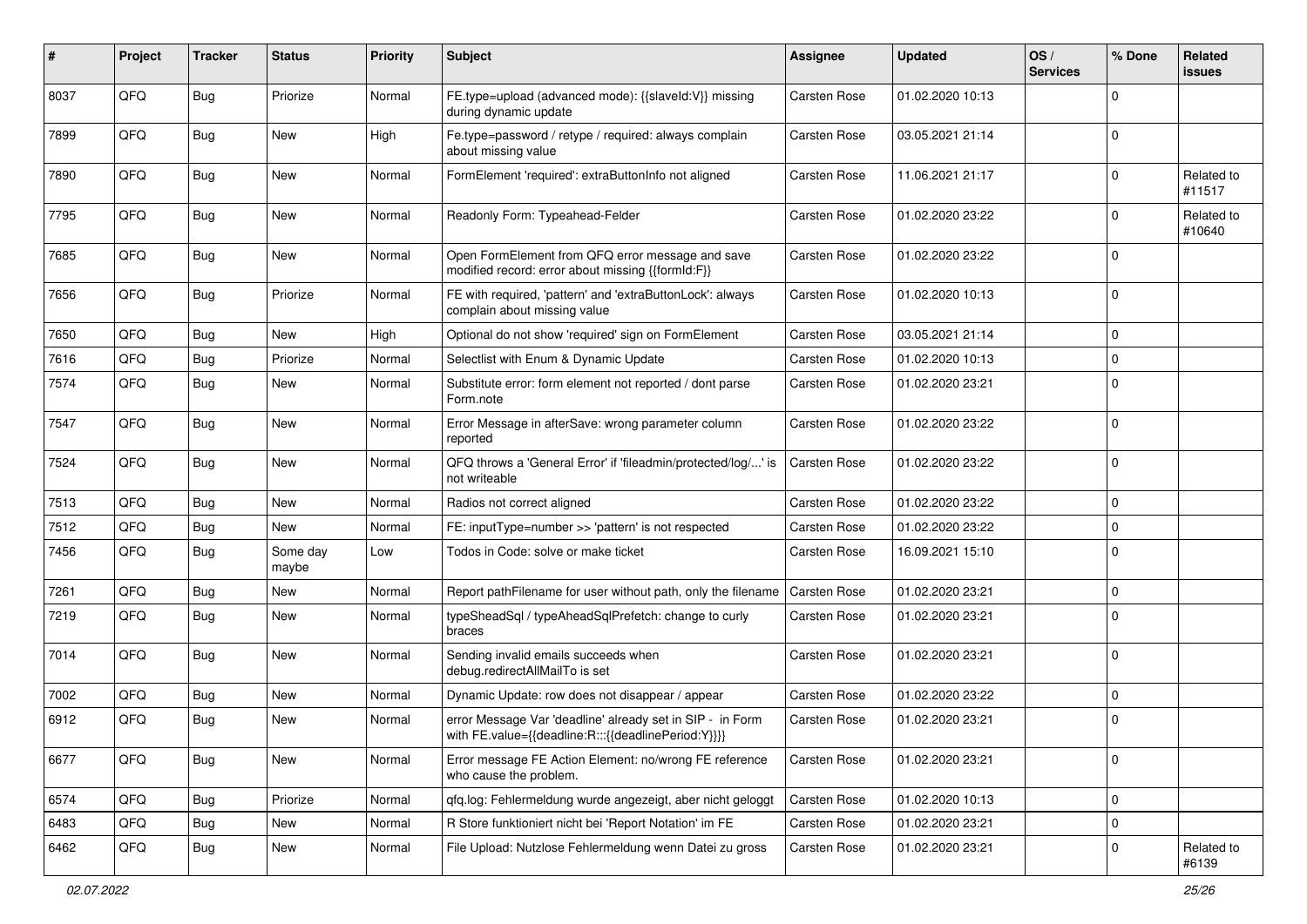| # | Project | Tracker | Status | Priority | Subject | Assignee | Updated | OS / Services | % Done | Related issues |
|---|---|---|---|---|---|---|---|---|---|---|
| 8037 | QFQ | Bug | Priorize | Normal | FE.type=upload (advanced mode): {{slaveId:V}} missing during dynamic update | Carsten Rose | 01.02.2020 10:13 | | 0 | |
| 7899 | QFQ | Bug | New | High | Fe.type=password / retype / required: always complain about missing value | Carsten Rose | 03.05.2021 21:14 | | 0 | |
| 7890 | QFQ | Bug | New | Normal | FormElement 'required': extraButtonInfo not aligned | Carsten Rose | 11.06.2021 21:17 | | 0 | Related to #11517 |
| 7795 | QFQ | Bug | New | Normal | Readonly Form: Typeahead-Felder | Carsten Rose | 01.02.2020 23:22 | | 0 | Related to #10640 |
| 7685 | QFQ | Bug | New | Normal | Open FormElement from QFQ error message and save modified record: error about missing {{formId:F}} | Carsten Rose | 01.02.2020 23:22 | | 0 | |
| 7656 | QFQ | Bug | Priorize | Normal | FE with required, 'pattern' and 'extraButtonLock': always complain about missing value | Carsten Rose | 01.02.2020 10:13 | | 0 | |
| 7650 | QFQ | Bug | New | High | Optional do not show 'required' sign on FormElement | Carsten Rose | 03.05.2021 21:14 | | 0 | |
| 7616 | QFQ | Bug | Priorize | Normal | Selectlist with Enum & Dynamic Update | Carsten Rose | 01.02.2020 10:13 | | 0 | |
| 7574 | QFQ | Bug | New | Normal | Substitute error: form element not reported / dont parse Form.note | Carsten Rose | 01.02.2020 23:21 | | 0 | |
| 7547 | QFQ | Bug | New | Normal | Error Message in afterSave: wrong parameter column reported | Carsten Rose | 01.02.2020 23:22 | | 0 | |
| 7524 | QFQ | Bug | New | Normal | QFQ throws a 'General Error' if 'fileadmin/protected/log/...' is not writeable | Carsten Rose | 01.02.2020 23:22 | | 0 | |
| 7513 | QFQ | Bug | New | Normal | Radios not correct aligned | Carsten Rose | 01.02.2020 23:22 | | 0 | |
| 7512 | QFQ | Bug | New | Normal | FE: inputType=number >> 'pattern' is not respected | Carsten Rose | 01.02.2020 23:22 | | 0 | |
| 7456 | QFQ | Bug | Some day maybe | Low | Todos in Code: solve or make ticket | Carsten Rose | 16.09.2021 15:10 | | 0 | |
| 7261 | QFQ | Bug | New | Normal | Report pathFilename for user without path, only the filename | Carsten Rose | 01.02.2020 23:21 | | 0 | |
| 7219 | QFQ | Bug | New | Normal | typeSheadSql / typeAheadSqlPrefetch: change to curly braces | Carsten Rose | 01.02.2020 23:21 | | 0 | |
| 7014 | QFQ | Bug | New | Normal | Sending invalid emails succeeds when debug.redirectAllMailTo is set | Carsten Rose | 01.02.2020 23:21 | | 0 | |
| 7002 | QFQ | Bug | New | Normal | Dynamic Update: row does not disappear / appear | Carsten Rose | 01.02.2020 23:22 | | 0 | |
| 6912 | QFQ | Bug | New | Normal | error Message Var 'deadline' already set in SIP - in Form with FE.value={{deadline:R:::{{deadlinePeriod:Y}}}} | Carsten Rose | 01.02.2020 23:21 | | 0 | |
| 6677 | QFQ | Bug | New | Normal | Error message FE Action Element: no/wrong FE reference who cause the problem. | Carsten Rose | 01.02.2020 23:21 | | 0 | |
| 6574 | QFQ | Bug | Priorize | Normal | qfq.log: Fehlermeldung wurde angezeigt, aber nicht geloggt | Carsten Rose | 01.02.2020 10:13 | | 0 | |
| 6483 | QFQ | Bug | New | Normal | R Store funktioniert nicht bei 'Report Notation' im FE | Carsten Rose | 01.02.2020 23:21 | | 0 | |
| 6462 | QFQ | Bug | New | Normal | File Upload: Nutzlose Fehlermeldung wenn Datei zu gross | Carsten Rose | 01.02.2020 23:21 | | 0 | Related to #6139 |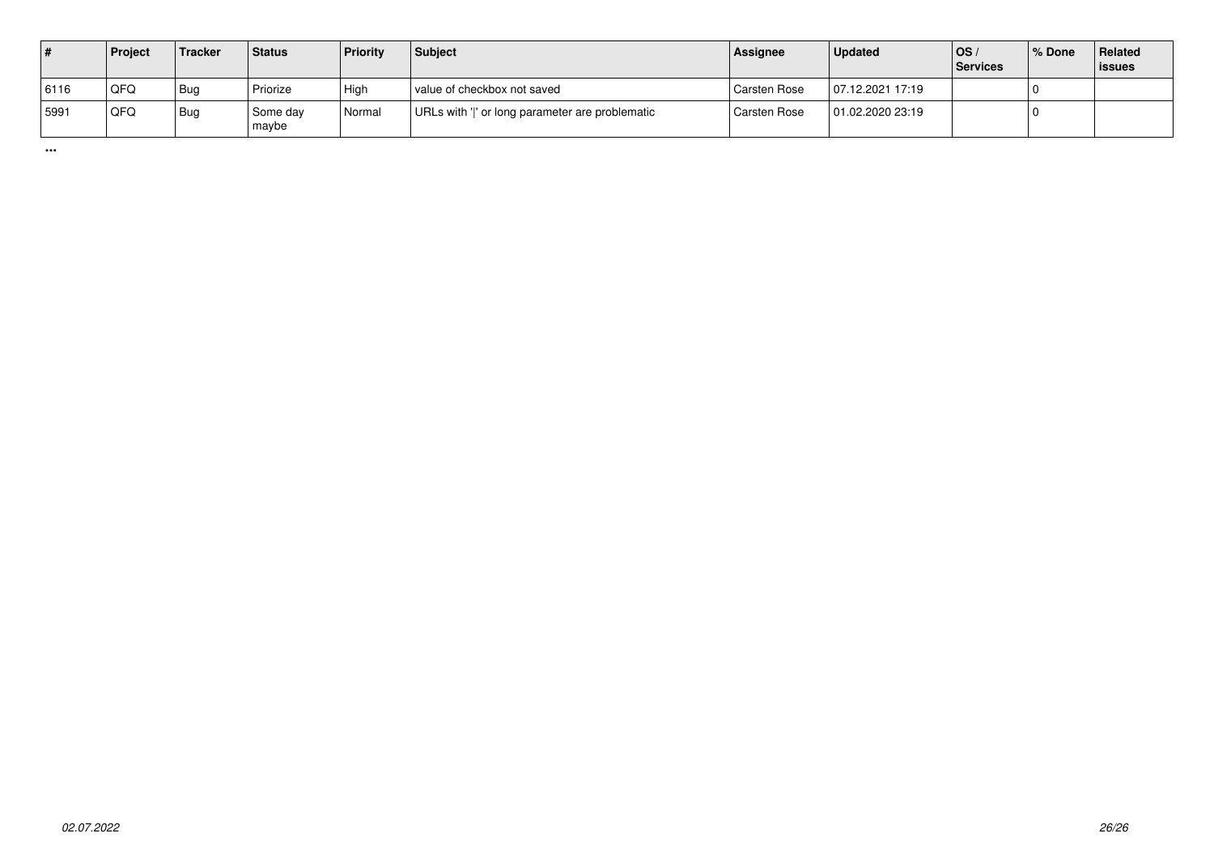| # | Project | Tracker | Status | Priority | Subject | Assignee | Updated | OS / Services | % Done | Related issues |
|---|---|---|---|---|---|---|---|---|---|---|
| 6116 | QFQ | Bug | Priorize | High | value of checkbox not saved | Carsten Rose | 07.12.2021 17:19 | | 0 | |
| 5991 | QFQ | Bug | Some day maybe | Normal | URLs with '\|' or long parameter are problematic | Carsten Rose | 01.02.2020 23:19 | | 0 | |

**...**

*02.07.2022*